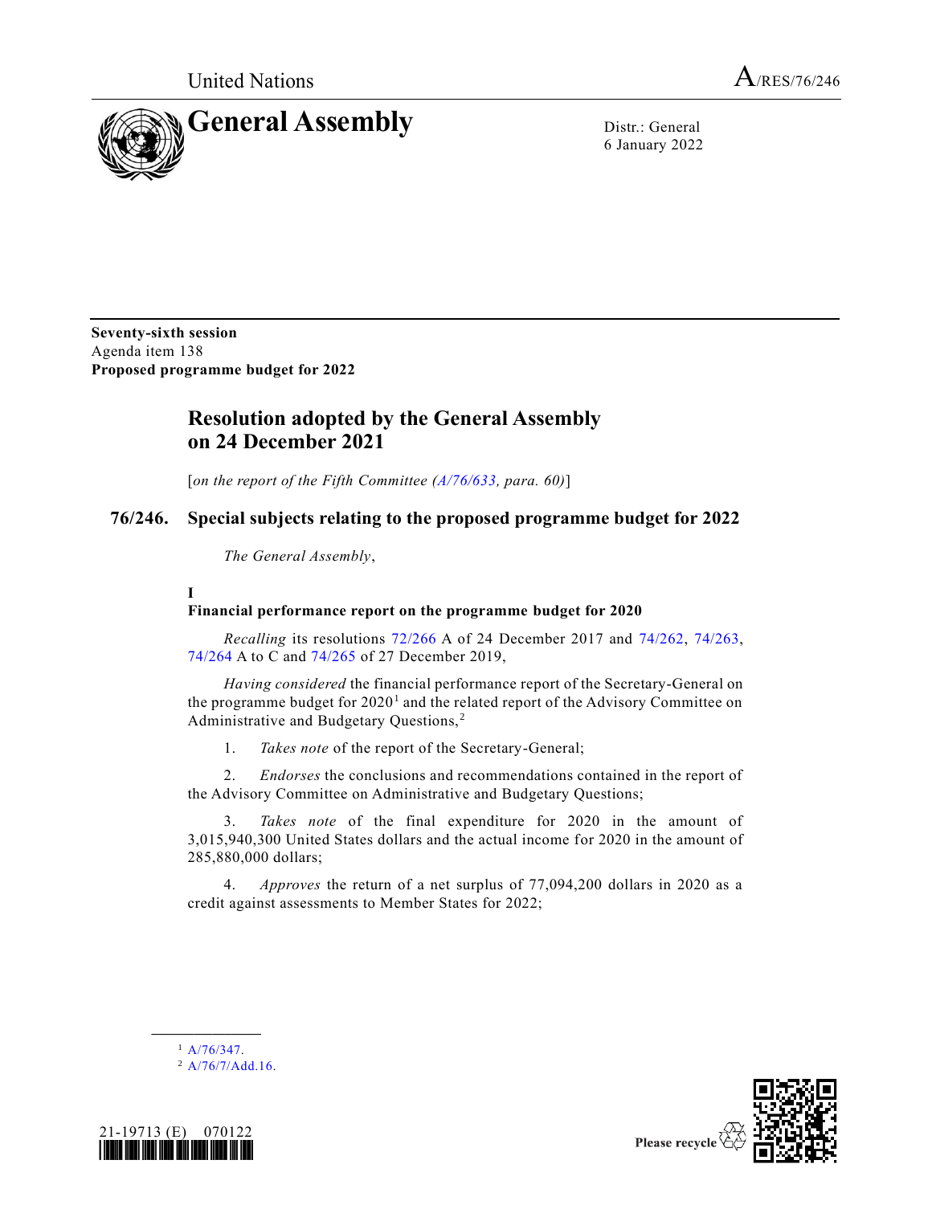United Nations A/RES/76/246

# General Assembly

Distr.: General
6 January 2022

**Seventy-sixth session**
Agenda item 138
**Proposed programme budget for 2022**

## Resolution adopted by the General Assembly on 24 December 2021

[*on the report of the Fifth Committee (A/76/633, para. 60)*]

## 76/246. Special subjects relating to the proposed programme budget for 2022

*The General Assembly*,

### I
### Financial performance report on the programme budget for 2020

*Recalling* its resolutions 72/266 A of 24 December 2017 and 74/262, 74/263, 74/264 A to C and 74/265 of 27 December 2019,

*Having considered* the financial performance report of the Secretary-General on the programme budget for 2020[1] and the related report of the Advisory Committee on Administrative and Budgetary Questions,[2]

1. *Takes note* of the report of the Secretary-General;

2. *Endorses* the conclusions and recommendations contained in the report of the Advisory Committee on Administrative and Budgetary Questions;

3. *Takes note* of the final expenditure for 2020 in the amount of 3,015,940,300 United States dollars and the actual income for 2020 in the amount of 285,880,000 dollars;

4. *Approves* the return of a net surplus of 77,094,200 dollars in 2020 as a credit against assessments to Member States for 2022;

---

[1] A/76/347.
[2] A/76/7/Add.16.

21-19713 (E) 070122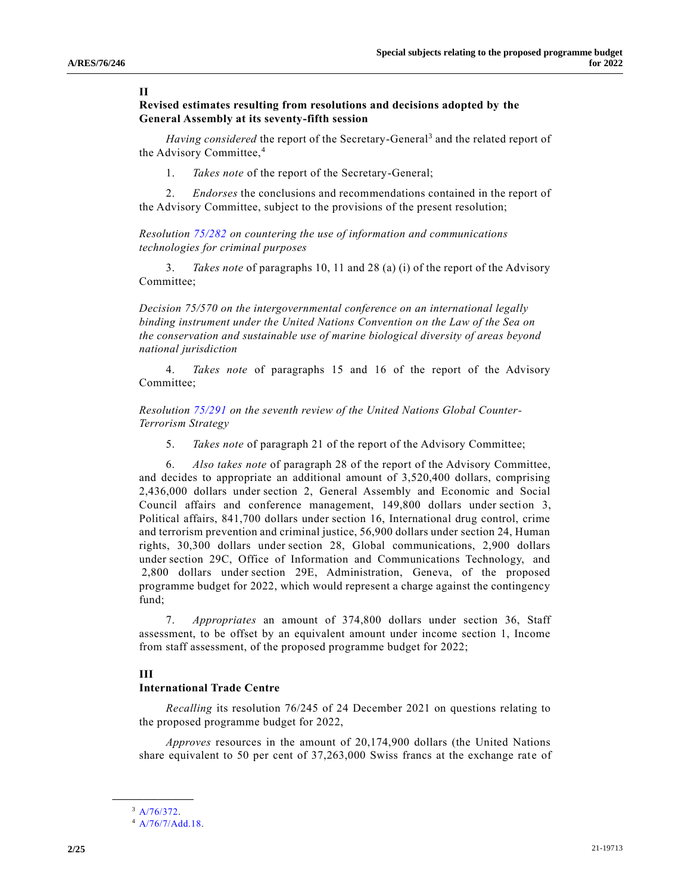## II

### Revised estimates resulting from resolutions and decisions adopted by the General Assembly at its seventy-fifth session

*Having considered* the report of the Secretary-General[3] and the related report of the Advisory Committee,[4]

1. *Takes note* of the report of the Secretary-General;

2. *Endorses* the conclusions and recommendations contained in the report of the Advisory Committee, subject to the provisions of the present resolution;

*Resolution 75/282 on countering the use of information and communications technologies for criminal purposes*

3. *Takes note* of paragraphs 10, 11 and 28 (a) (i) of the report of the Advisory Committee;

*Decision 75/570 on the intergovernmental conference on an international legally binding instrument under the United Nations Convention on the Law of the Sea on the conservation and sustainable use of marine biological diversity of areas beyond national jurisdiction*

4. *Takes note* of paragraphs 15 and 16 of the report of the Advisory Committee;

*Resolution 75/291 on the seventh review of the United Nations Global Counter-Terrorism Strategy*

5. *Takes note* of paragraph 21 of the report of the Advisory Committee;

6. *Also takes note* of paragraph 28 of the report of the Advisory Committee, and decides to appropriate an additional amount of 3,520,400 dollars, comprising 2,436,000 dollars under section 2, General Assembly and Economic and Social Council affairs and conference management, 149,800 dollars under section 3, Political affairs, 841,700 dollars under section 16, International drug control, crime and terrorism prevention and criminal justice, 56,900 dollars under section 24, Human rights, 30,300 dollars under section 28, Global communications, 2,900 dollars under section 29C, Office of Information and Communications Technology, and 2,800 dollars under section 29E, Administration, Geneva, of the proposed programme budget for 2022, which would represent a charge against the contingency fund;

7. *Appropriates* an amount of 374,800 dollars under section 36, Staff assessment, to be offset by an equivalent amount under income section 1, Income from staff assessment, of the proposed programme budget for 2022;

## III

### International Trade Centre

*Recalling* its resolution 76/245 of 24 December 2021 on questions relating to the proposed programme budget for 2022,

*Approves* resources in the amount of 20,174,900 dollars (the United Nations share equivalent to 50 per cent of 37,263,000 Swiss francs at the exchange rate of

---

[3] A/76/372.

[4] A/76/7/Add.18.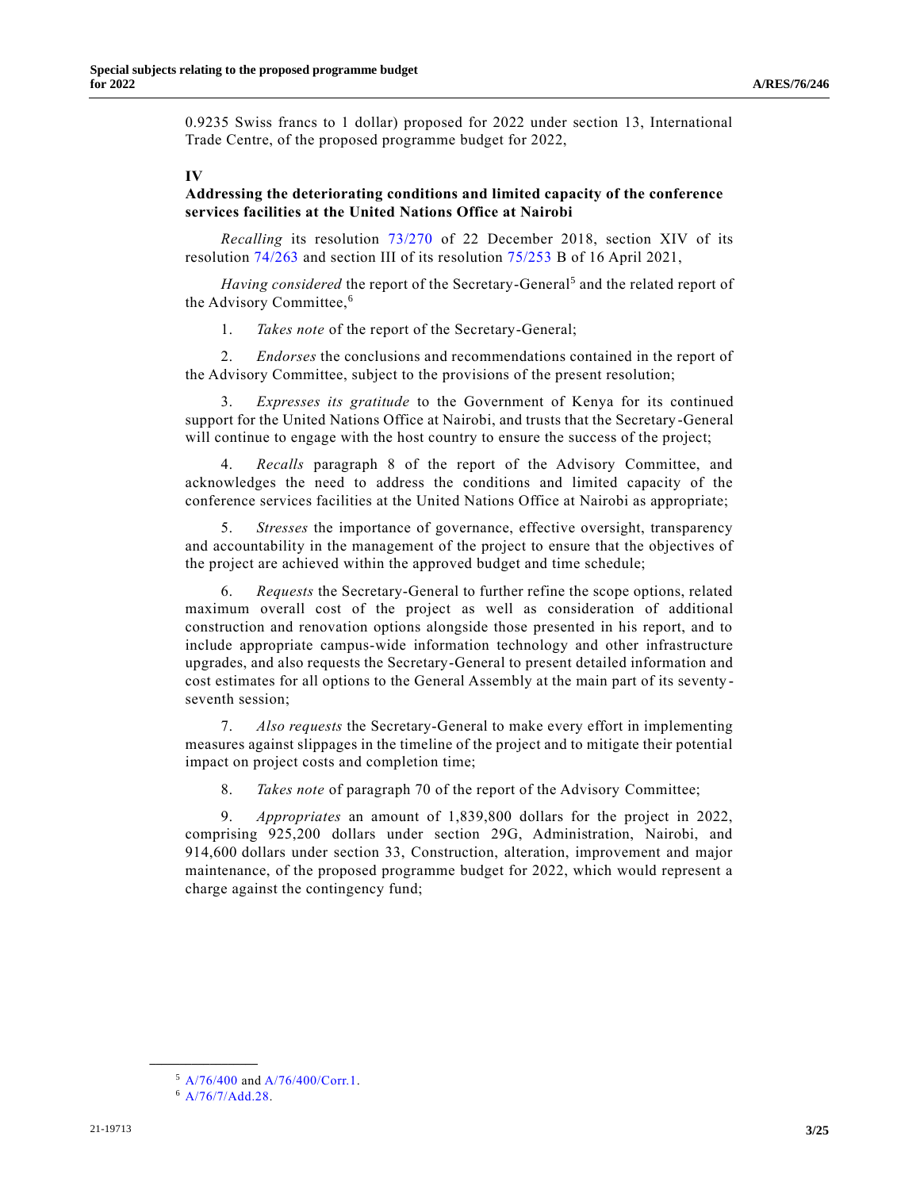0.9235 Swiss francs to 1 dollar) proposed for 2022 under section 13, International Trade Centre, of the proposed programme budget for 2022,

## IV

### Addressing the deteriorating conditions and limited capacity of the conference services facilities at the United Nations Office at Nairobi

*Recalling* its resolution 73/270 of 22 December 2018, section XIV of its resolution 74/263 and section III of its resolution 75/253 B of 16 April 2021,

*Having considered* the report of the Secretary-General[5] and the related report of the Advisory Committee,[6]

1. *Takes note* of the report of the Secretary-General;

2. *Endorses* the conclusions and recommendations contained in the report of the Advisory Committee, subject to the provisions of the present resolution;

3. *Expresses its gratitude* to the Government of Kenya for its continued support for the United Nations Office at Nairobi, and trusts that the Secretary-General will continue to engage with the host country to ensure the success of the project;

4. *Recalls* paragraph 8 of the report of the Advisory Committee, and acknowledges the need to address the conditions and limited capacity of the conference services facilities at the United Nations Office at Nairobi as appropriate;

5. *Stresses* the importance of governance, effective oversight, transparency and accountability in the management of the project to ensure that the objectives of the project are achieved within the approved budget and time schedule;

6. *Requests* the Secretary-General to further refine the scope options, related maximum overall cost of the project as well as consideration of additional construction and renovation options alongside those presented in his report, and to include appropriate campus-wide information technology and other infrastructure upgrades, and also requests the Secretary-General to present detailed information and cost estimates for all options to the General Assembly at the main part of its seventy-seventh session;

7. *Also requests* the Secretary-General to make every effort in implementing measures against slippages in the timeline of the project and to mitigate their potential impact on project costs and completion time;

8. *Takes note* of paragraph 70 of the report of the Advisory Committee;

9. *Appropriates* an amount of 1,839,800 dollars for the project in 2022, comprising 925,200 dollars under section 29G, Administration, Nairobi, and 914,600 dollars under section 33, Construction, alteration, improvement and major maintenance, of the proposed programme budget for 2022, which would represent a charge against the contingency fund;

---

[5] A/76/400 and A/76/400/Corr.1.

[6] A/76/7/Add.28.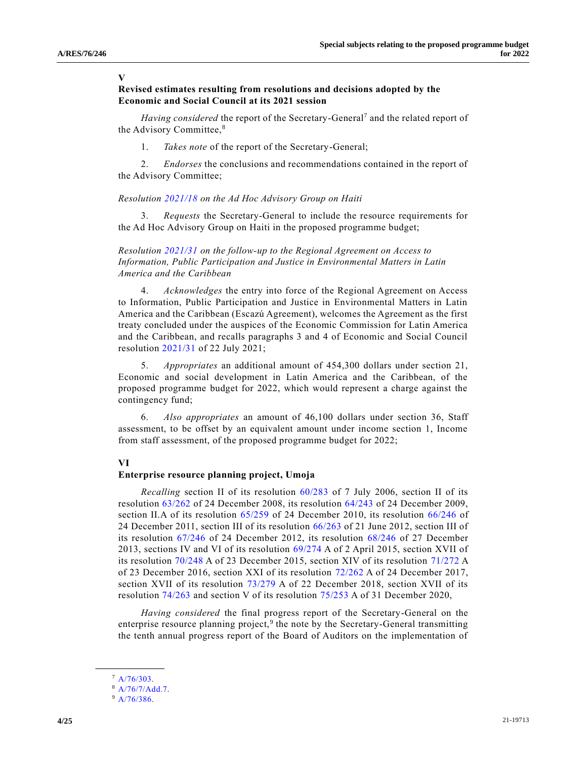## V

### Revised estimates resulting from resolutions and decisions adopted by the Economic and Social Council at its 2021 session

*Having considered* the report of the Secretary-General[7] and the related report of the Advisory Committee,[8]

1. *Takes note* of the report of the Secretary-General;

2. *Endorses* the conclusions and recommendations contained in the report of the Advisory Committee;

*Resolution 2021/18 on the Ad Hoc Advisory Group on Haiti*

3. *Requests* the Secretary-General to include the resource requirements for the Ad Hoc Advisory Group on Haiti in the proposed programme budget;

*Resolution 2021/31 on the follow-up to the Regional Agreement on Access to Information, Public Participation and Justice in Environmental Matters in Latin America and the Caribbean*

4. *Acknowledges* the entry into force of the Regional Agreement on Access to Information, Public Participation and Justice in Environmental Matters in Latin America and the Caribbean (Escazú Agreement), welcomes the Agreement as the first treaty concluded under the auspices of the Economic Commission for Latin America and the Caribbean, and recalls paragraphs 3 and 4 of Economic and Social Council resolution 2021/31 of 22 July 2021;

5. *Appropriates* an additional amount of 454,300 dollars under section 21, Economic and social development in Latin America and the Caribbean, of the proposed programme budget for 2022, which would represent a charge against the contingency fund;

6. *Also appropriates* an amount of 46,100 dollars under section 36, Staff assessment, to be offset by an equivalent amount under income section 1, Income from staff assessment, of the proposed programme budget for 2022;

## VI

### Enterprise resource planning project, Umoja

*Recalling* section II of its resolution 60/283 of 7 July 2006, section II of its resolution 63/262 of 24 December 2008, its resolution 64/243 of 24 December 2009, section II.A of its resolution 65/259 of 24 December 2010, its resolution 66/246 of 24 December 2011, section III of its resolution 66/263 of 21 June 2012, section III of its resolution 67/246 of 24 December 2012, its resolution 68/246 of 27 December 2013, sections IV and VI of its resolution 69/274 A of 2 April 2015, section XVII of its resolution 70/248 A of 23 December 2015, section XIV of its resolution 71/272 A of 23 December 2016, section XXI of its resolution 72/262 A of 24 December 2017, section XVII of its resolution 73/279 A of 22 December 2018, section XVII of its resolution 74/263 and section V of its resolution 75/253 A of 31 December 2020,

*Having considered* the final progress report of the Secretary-General on the enterprise resource planning project,[9] the note by the Secretary-General transmitting the tenth annual progress report of the Board of Auditors on the implementation of

---

[7] A/76/303.

[8] A/76/7/Add.7.

[9] A/76/386.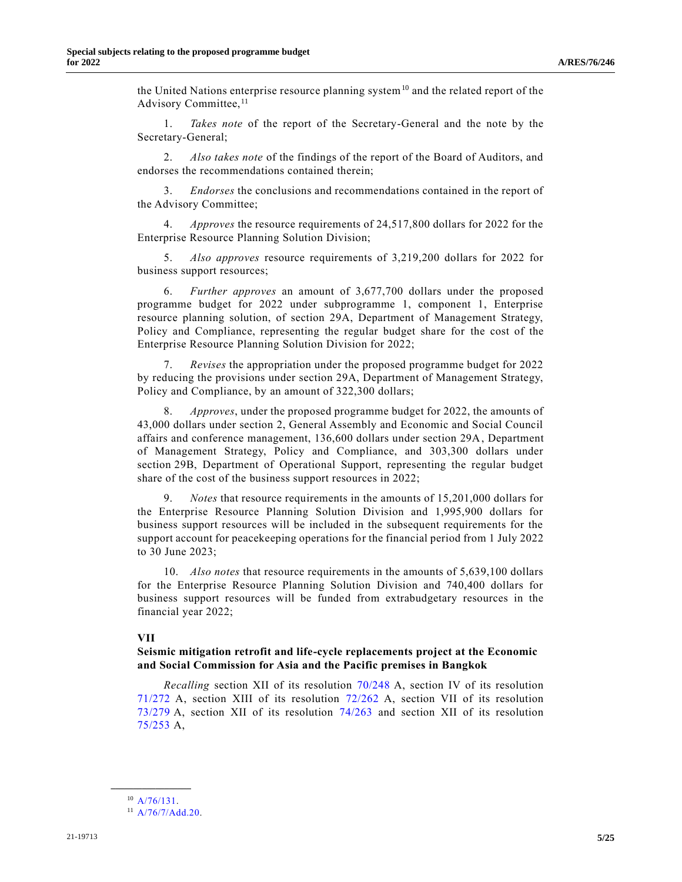the United Nations enterprise resource planning system[10] and the related report of the Advisory Committee,[11]

1. *Takes note* of the report of the Secretary-General and the note by the Secretary-General;

2. *Also takes note* of the findings of the report of the Board of Auditors, and endorses the recommendations contained therein;

3. *Endorses* the conclusions and recommendations contained in the report of the Advisory Committee;

4. *Approves* the resource requirements of 24,517,800 dollars for 2022 for the Enterprise Resource Planning Solution Division;

5. *Also approves* resource requirements of 3,219,200 dollars for 2022 for business support resources;

6. *Further approves* an amount of 3,677,700 dollars under the proposed programme budget for 2022 under subprogramme 1, component 1, Enterprise resource planning solution, of section 29A, Department of Management Strategy, Policy and Compliance, representing the regular budget share for the cost of the Enterprise Resource Planning Solution Division for 2022;

7. *Revises* the appropriation under the proposed programme budget for 2022 by reducing the provisions under section 29A, Department of Management Strategy, Policy and Compliance, by an amount of 322,300 dollars;

8. *Approves*, under the proposed programme budget for 2022, the amounts of 43,000 dollars under section 2, General Assembly and Economic and Social Council affairs and conference management, 136,600 dollars under section 29A, Department of Management Strategy, Policy and Compliance, and 303,300 dollars under section 29B, Department of Operational Support, representing the regular budget share of the cost of the business support resources in 2022;

9. *Notes* that resource requirements in the amounts of 15,201,000 dollars for the Enterprise Resource Planning Solution Division and 1,995,900 dollars for business support resources will be included in the subsequent requirements for the support account for peacekeeping operations for the financial period from 1 July 2022 to 30 June 2023;

10. *Also notes* that resource requirements in the amounts of 5,639,100 dollars for the Enterprise Resource Planning Solution Division and 740,400 dollars for business support resources will be funded from extrabudgetary resources in the financial year 2022;

## VII

### Seismic mitigation retrofit and life-cycle replacements project at the Economic and Social Commission for Asia and the Pacific premises in Bangkok

*Recalling* section XII of its resolution 70/248 A, section IV of its resolution 71/272 A, section XIII of its resolution 72/262 A, section VII of its resolution 73/279 A, section XII of its resolution 74/263 and section XII of its resolution 75/253 A,

---

[10] A/76/131.

[11] A/76/7/Add.20.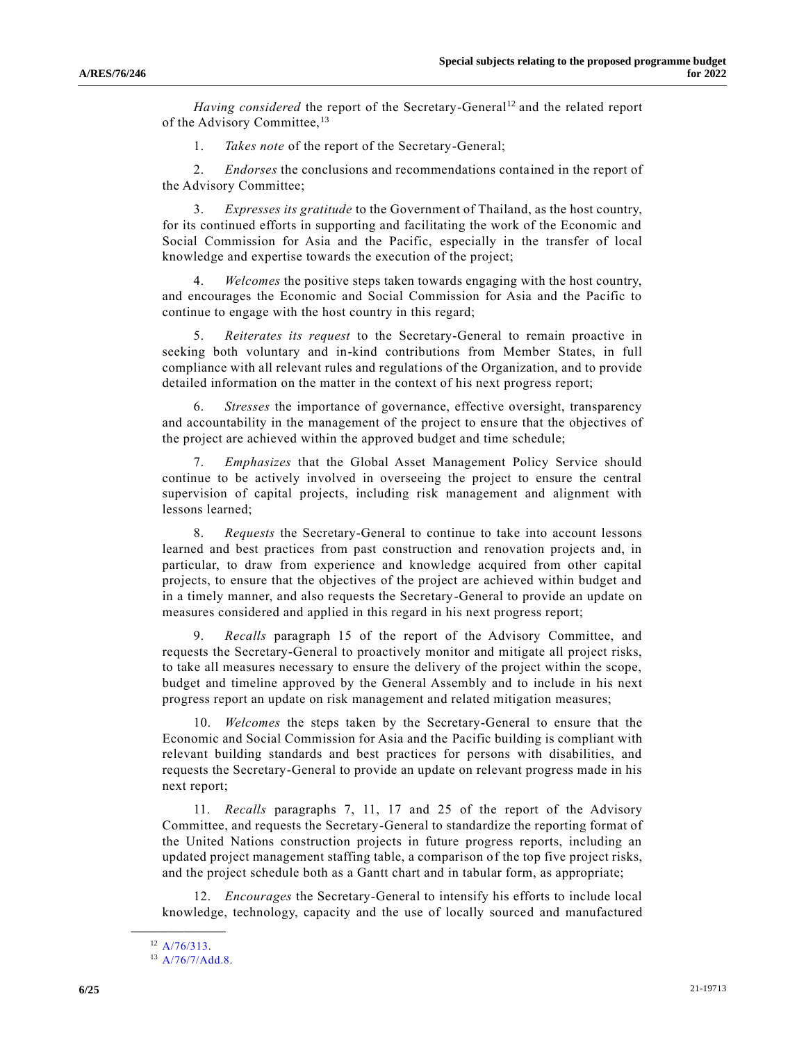*Having considered* the report of the Secretary-General[12] and the related report of the Advisory Committee,[13]

1. *Takes note* of the report of the Secretary-General;

2. *Endorses* the conclusions and recommendations contained in the report of the Advisory Committee;

3. *Expresses its gratitude* to the Government of Thailand, as the host country, for its continued efforts in supporting and facilitating the work of the Economic and Social Commission for Asia and the Pacific, especially in the transfer of local knowledge and expertise towards the execution of the project;

4. *Welcomes* the positive steps taken towards engaging with the host country, and encourages the Economic and Social Commission for Asia and the Pacific to continue to engage with the host country in this regard;

5. *Reiterates its request* to the Secretary-General to remain proactive in seeking both voluntary and in-kind contributions from Member States, in full compliance with all relevant rules and regulations of the Organization, and to provide detailed information on the matter in the context of his next progress report;

6. *Stresses* the importance of governance, effective oversight, transparency and accountability in the management of the project to ensure that the objectives of the project are achieved within the approved budget and time schedule;

7. *Emphasizes* that the Global Asset Management Policy Service should continue to be actively involved in overseeing the project to ensure the central supervision of capital projects, including risk management and alignment with lessons learned;

8. *Requests* the Secretary-General to continue to take into account lessons learned and best practices from past construction and renovation projects and, in particular, to draw from experience and knowledge acquired from other capital projects, to ensure that the objectives of the project are achieved within budget and in a timely manner, and also requests the Secretary-General to provide an update on measures considered and applied in this regard in his next progress report;

9. *Recalls* paragraph 15 of the report of the Advisory Committee, and requests the Secretary-General to proactively monitor and mitigate all project risks, to take all measures necessary to ensure the delivery of the project within the scope, budget and timeline approved by the General Assembly and to include in his next progress report an update on risk management and related mitigation measures;

10. *Welcomes* the steps taken by the Secretary-General to ensure that the Economic and Social Commission for Asia and the Pacific building is compliant with relevant building standards and best practices for persons with disabilities, and requests the Secretary-General to provide an update on relevant progress made in his next report;

11. *Recalls* paragraphs 7, 11, 17 and 25 of the report of the Advisory Committee, and requests the Secretary-General to standardize the reporting format of the United Nations construction projects in future progress reports, including an updated project management staffing table, a comparison of the top five project risks, and the project schedule both as a Gantt chart and in tabular form, as appropriate;

12. *Encourages* the Secretary-General to intensify his efforts to include local knowledge, technology, capacity and the use of locally sourced and manufactured

---

[12] A/76/313.

[13] A/76/7/Add.8.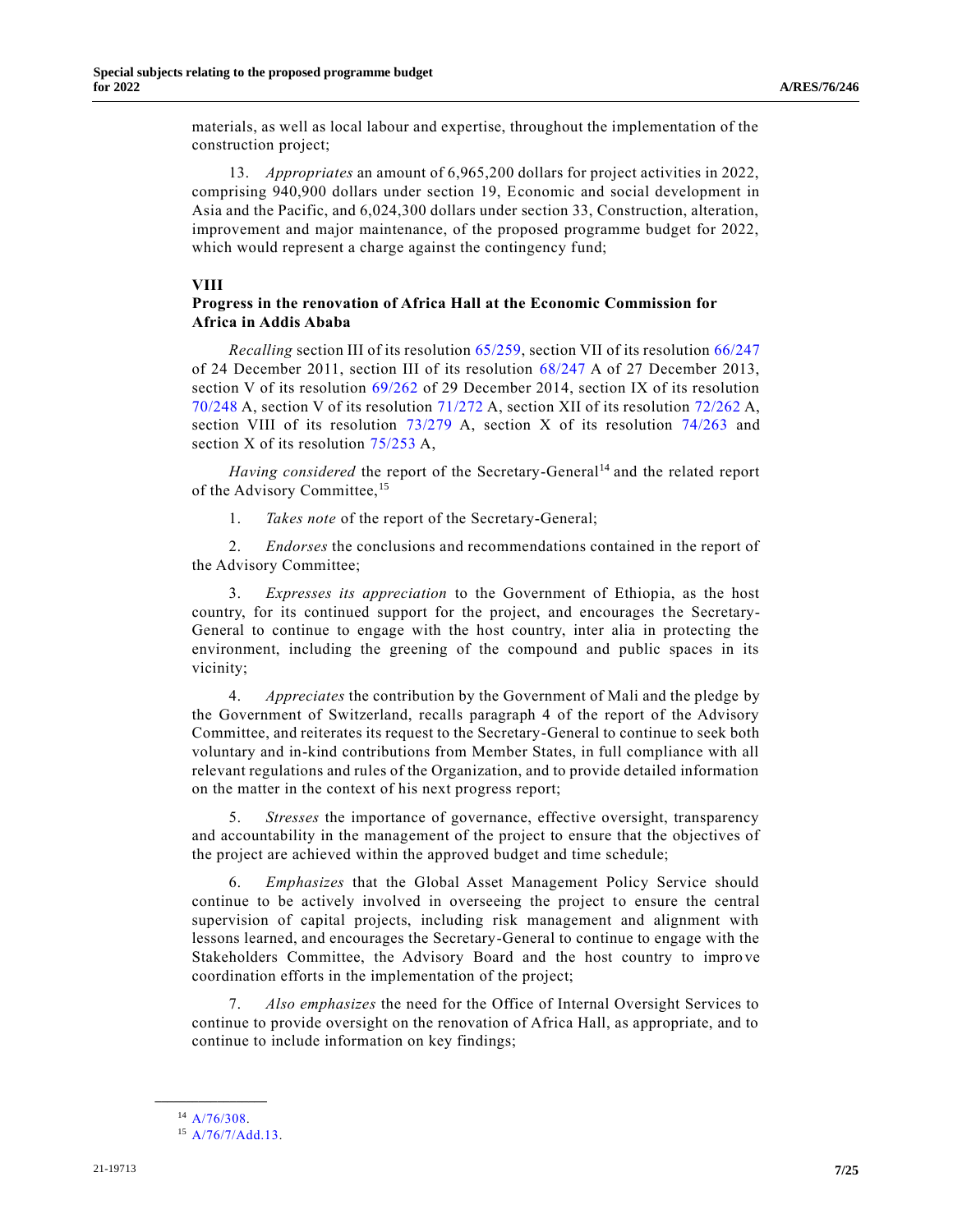materials, as well as local labour and expertise, throughout the implementation of the construction project;

13. *Appropriates* an amount of 6,965,200 dollars for project activities in 2022, comprising 940,900 dollars under section 19, Economic and social development in Asia and the Pacific, and 6,024,300 dollars under section 33, Construction, alteration, improvement and major maintenance, of the proposed programme budget for 2022, which would represent a charge against the contingency fund;

## VIII

### Progress in the renovation of Africa Hall at the Economic Commission for Africa in Addis Ababa

*Recalling* section III of its resolution 65/259, section VII of its resolution 66/247 of 24 December 2011, section III of its resolution 68/247 A of 27 December 2013, section V of its resolution 69/262 of 29 December 2014, section IX of its resolution 70/248 A, section V of its resolution 71/272 A, section XII of its resolution 72/262 A, section VIII of its resolution 73/279 A, section X of its resolution 74/263 and section X of its resolution 75/253 A,

*Having considered* the report of the Secretary-General[14] and the related report of the Advisory Committee,[15]

1. *Takes note* of the report of the Secretary-General;

2. *Endorses* the conclusions and recommendations contained in the report of the Advisory Committee;

3. *Expresses its appreciation* to the Government of Ethiopia, as the host country, for its continued support for the project, and encourages the Secretary-General to continue to engage with the host country, inter alia in protecting the environment, including the greening of the compound and public spaces in its vicinity;

4. *Appreciates* the contribution by the Government of Mali and the pledge by the Government of Switzerland, recalls paragraph 4 of the report of the Advisory Committee, and reiterates its request to the Secretary-General to continue to seek both voluntary and in-kind contributions from Member States, in full compliance with all relevant regulations and rules of the Organization, and to provide detailed information on the matter in the context of his next progress report;

5. *Stresses* the importance of governance, effective oversight, transparency and accountability in the management of the project to ensure that the objectives of the project are achieved within the approved budget and time schedule;

6. *Emphasizes* that the Global Asset Management Policy Service should continue to be actively involved in overseeing the project to ensure the central supervision of capital projects, including risk management and alignment with lessons learned, and encourages the Secretary-General to continue to engage with the Stakeholders Committee, the Advisory Board and the host country to improve coordination efforts in the implementation of the project;

7. *Also emphasizes* the need for the Office of Internal Oversight Services to continue to provide oversight on the renovation of Africa Hall, as appropriate, and to continue to include information on key findings;

---

[14] A/76/308.

[15] A/76/7/Add.13.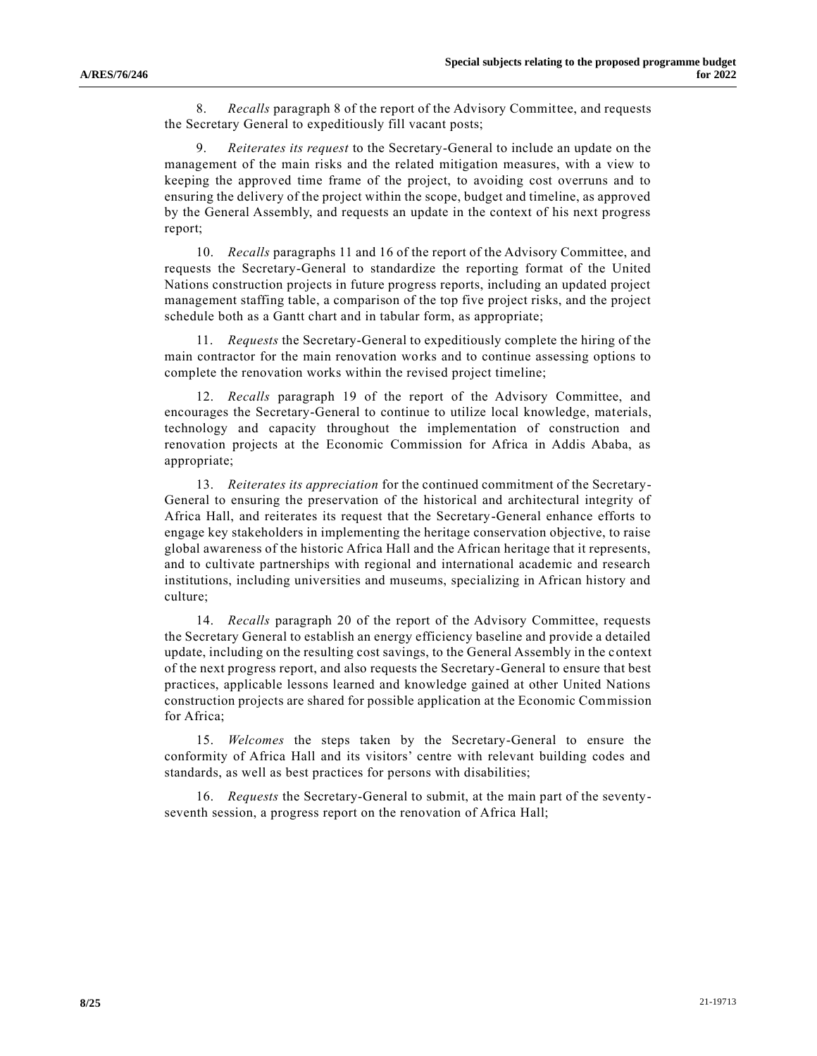8. *Recalls* paragraph 8 of the report of the Advisory Committee, and requests the Secretary General to expeditiously fill vacant posts;

9. *Reiterates its request* to the Secretary-General to include an update on the management of the main risks and the related mitigation measures, with a view to keeping the approved time frame of the project, to avoiding cost overruns and to ensuring the delivery of the project within the scope, budget and timeline, as approved by the General Assembly, and requests an update in the context of his next progress report;

10. *Recalls* paragraphs 11 and 16 of the report of the Advisory Committee, and requests the Secretary-General to standardize the reporting format of the United Nations construction projects in future progress reports, including an updated project management staffing table, a comparison of the top five project risks, and the project schedule both as a Gantt chart and in tabular form, as appropriate;

11. *Requests* the Secretary-General to expeditiously complete the hiring of the main contractor for the main renovation works and to continue assessing options to complete the renovation works within the revised project timeline;

12. *Recalls* paragraph 19 of the report of the Advisory Committee, and encourages the Secretary-General to continue to utilize local knowledge, materials, technology and capacity throughout the implementation of construction and renovation projects at the Economic Commission for Africa in Addis Ababa, as appropriate;

13. *Reiterates its appreciation* for the continued commitment of the Secretary-General to ensuring the preservation of the historical and architectural integrity of Africa Hall, and reiterates its request that the Secretary-General enhance efforts to engage key stakeholders in implementing the heritage conservation objective, to raise global awareness of the historic Africa Hall and the African heritage that it represents, and to cultivate partnerships with regional and international academic and research institutions, including universities and museums, specializing in African history and culture;

14. *Recalls* paragraph 20 of the report of the Advisory Committee, requests the Secretary General to establish an energy efficiency baseline and provide a detailed update, including on the resulting cost savings, to the General Assembly in the context of the next progress report, and also requests the Secretary-General to ensure that best practices, applicable lessons learned and knowledge gained at other United Nations construction projects are shared for possible application at the Economic Commission for Africa;

15. *Welcomes* the steps taken by the Secretary-General to ensure the conformity of Africa Hall and its visitors' centre with relevant building codes and standards, as well as best practices for persons with disabilities;

16. *Requests* the Secretary-General to submit, at the main part of the seventy-seventh session, a progress report on the renovation of Africa Hall;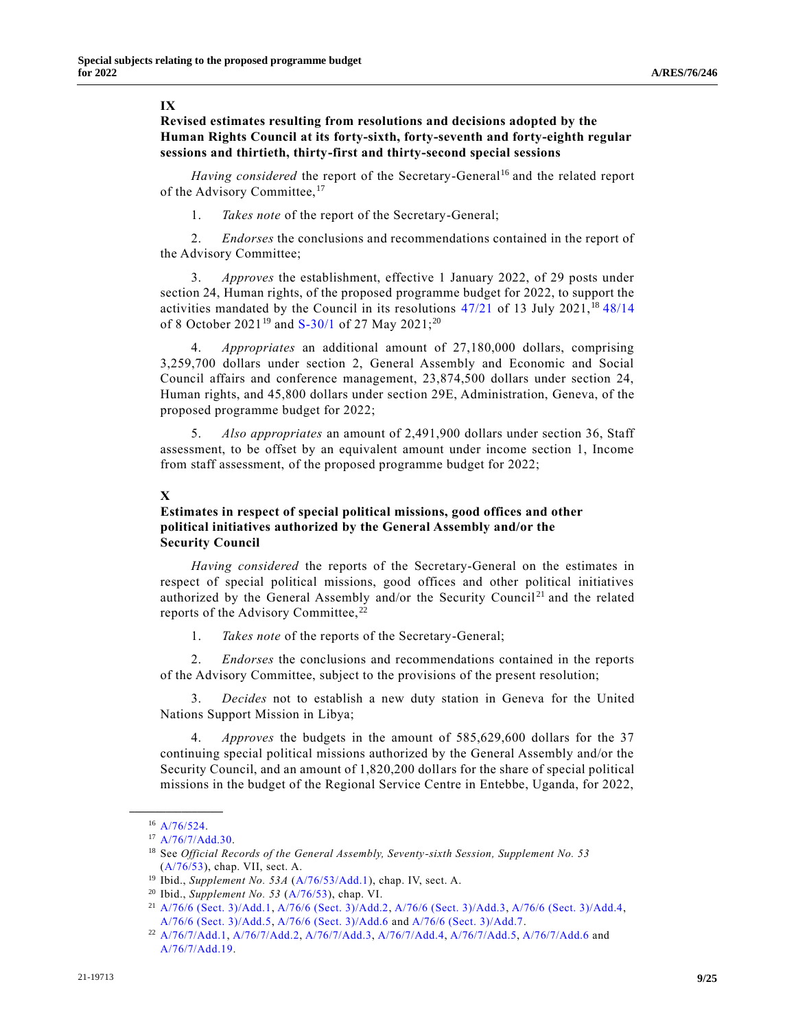## IX

### Revised estimates resulting from resolutions and decisions adopted by the Human Rights Council at its forty-sixth, forty-seventh and forty-eighth regular sessions and thirtieth, thirty-first and thirty-second special sessions

*Having considered* the report of the Secretary-General[16] and the related report of the Advisory Committee,[17]

1. *Takes note* of the report of the Secretary-General;

2. *Endorses* the conclusions and recommendations contained in the report of the Advisory Committee;

3. *Approves* the establishment, effective 1 January 2022, of 29 posts under section 24, Human rights, of the proposed programme budget for 2022, to support the activities mandated by the Council in its resolutions 47/21 of 13 July 2021,[18] 48/14 of 8 October 2021[19] and S-30/1 of 27 May 2021;[20]

4. *Appropriates* an additional amount of 27,180,000 dollars, comprising 3,259,700 dollars under section 2, General Assembly and Economic and Social Council affairs and conference management, 23,874,500 dollars under section 24, Human rights, and 45,800 dollars under section 29E, Administration, Geneva, of the proposed programme budget for 2022;

5. *Also appropriates* an amount of 2,491,900 dollars under section 36, Staff assessment, to be offset by an equivalent amount under income section 1, Income from staff assessment, of the proposed programme budget for 2022;

## X

### Estimates in respect of special political missions, good offices and other political initiatives authorized by the General Assembly and/or the Security Council

*Having considered* the reports of the Secretary-General on the estimates in respect of special political missions, good offices and other political initiatives authorized by the General Assembly and/or the Security Council[21] and the related reports of the Advisory Committee,[22]

1. *Takes note* of the reports of the Secretary-General;

2. *Endorses* the conclusions and recommendations contained in the reports of the Advisory Committee, subject to the provisions of the present resolution;

3. *Decides* not to establish a new duty station in Geneva for the United Nations Support Mission in Libya;

4. *Approves* the budgets in the amount of 585,629,600 dollars for the 37 continuing special political missions authorized by the General Assembly and/or the Security Council, and an amount of 1,820,200 dollars for the share of special political missions in the budget of the Regional Service Centre in Entebbe, Uganda, for 2022,

---

[16] A/76/524.

[17] A/76/7/Add.30.

[18] See *Official Records of the General Assembly, Seventy-sixth Session, Supplement No. 53* (A/76/53), chap. VII, sect. A.

[19] Ibid., *Supplement No. 53A* (A/76/53/Add.1), chap. IV, sect. A.

[20] Ibid., *Supplement No. 53* (A/76/53), chap. VI.

[21] A/76/6 (Sect. 3)/Add.1, A/76/6 (Sect. 3)/Add.2, A/76/6 (Sect. 3)/Add.3, A/76/6 (Sect. 3)/Add.4, A/76/6 (Sect. 3)/Add.5, A/76/6 (Sect. 3)/Add.6 and A/76/6 (Sect. 3)/Add.7.

[22] A/76/7/Add.1, A/76/7/Add.2, A/76/7/Add.3, A/76/7/Add.4, A/76/7/Add.5, A/76/7/Add.6 and A/76/7/Add.19.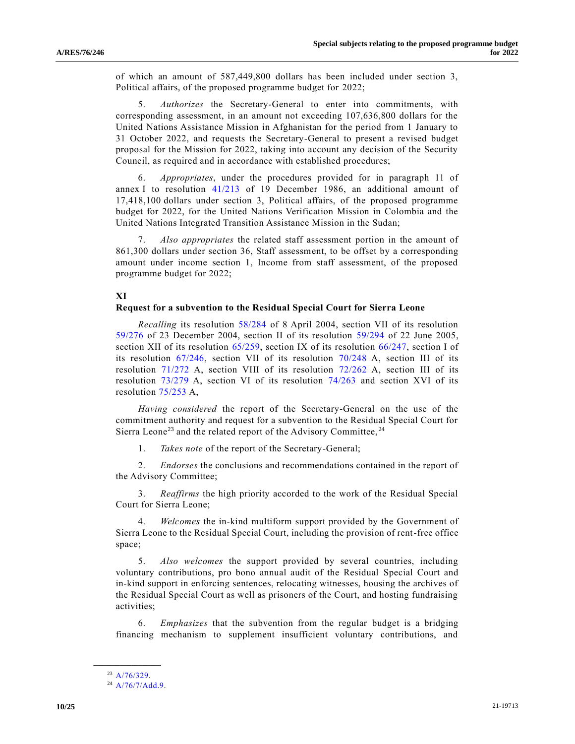of which an amount of 587,449,800 dollars has been included under section 3, Political affairs, of the proposed programme budget for 2022;

5. *Authorizes* the Secretary-General to enter into commitments, with corresponding assessment, in an amount not exceeding 107,636,800 dollars for the United Nations Assistance Mission in Afghanistan for the period from 1 January to 31 October 2022, and requests the Secretary-General to present a revised budget proposal for the Mission for 2022, taking into account any decision of the Security Council, as required and in accordance with established procedures;

6. *Appropriates*, under the procedures provided for in paragraph 11 of annex I to resolution 41/213 of 19 December 1986, an additional amount of 17,418,100 dollars under section 3, Political affairs, of the proposed programme budget for 2022, for the United Nations Verification Mission in Colombia and the United Nations Integrated Transition Assistance Mission in the Sudan;

7. *Also appropriates* the related staff assessment portion in the amount of 861,300 dollars under section 36, Staff assessment, to be offset by a corresponding amount under income section 1, Income from staff assessment, of the proposed programme budget for 2022;

## XI

### Request for a subvention to the Residual Special Court for Sierra Leone

*Recalling* its resolution 58/284 of 8 April 2004, section VII of its resolution 59/276 of 23 December 2004, section II of its resolution 59/294 of 22 June 2005, section XII of its resolution 65/259, section IX of its resolution 66/247, section I of its resolution 67/246, section VII of its resolution 70/248 A, section III of its resolution 71/272 A, section VIII of its resolution 72/262 A, section III of its resolution 73/279 A, section VI of its resolution 74/263 and section XVI of its resolution 75/253 A,

*Having considered* the report of the Secretary-General on the use of the commitment authority and request for a subvention to the Residual Special Court for Sierra Leone[23] and the related report of the Advisory Committee,[24]

1. *Takes note* of the report of the Secretary-General;

2. *Endorses* the conclusions and recommendations contained in the report of the Advisory Committee;

3. *Reaffirms* the high priority accorded to the work of the Residual Special Court for Sierra Leone;

4. *Welcomes* the in-kind multiform support provided by the Government of Sierra Leone to the Residual Special Court, including the provision of rent-free office space;

5. *Also welcomes* the support provided by several countries, including voluntary contributions, pro bono annual audit of the Residual Special Court and in-kind support in enforcing sentences, relocating witnesses, housing the archives of the Residual Special Court as well as prisoners of the Court, and hosting fundraising activities;

6. *Emphasizes* that the subvention from the regular budget is a bridging financing mechanism to supplement insufficient voluntary contributions, and

---

[23] A/76/329.

[24] A/76/7/Add.9.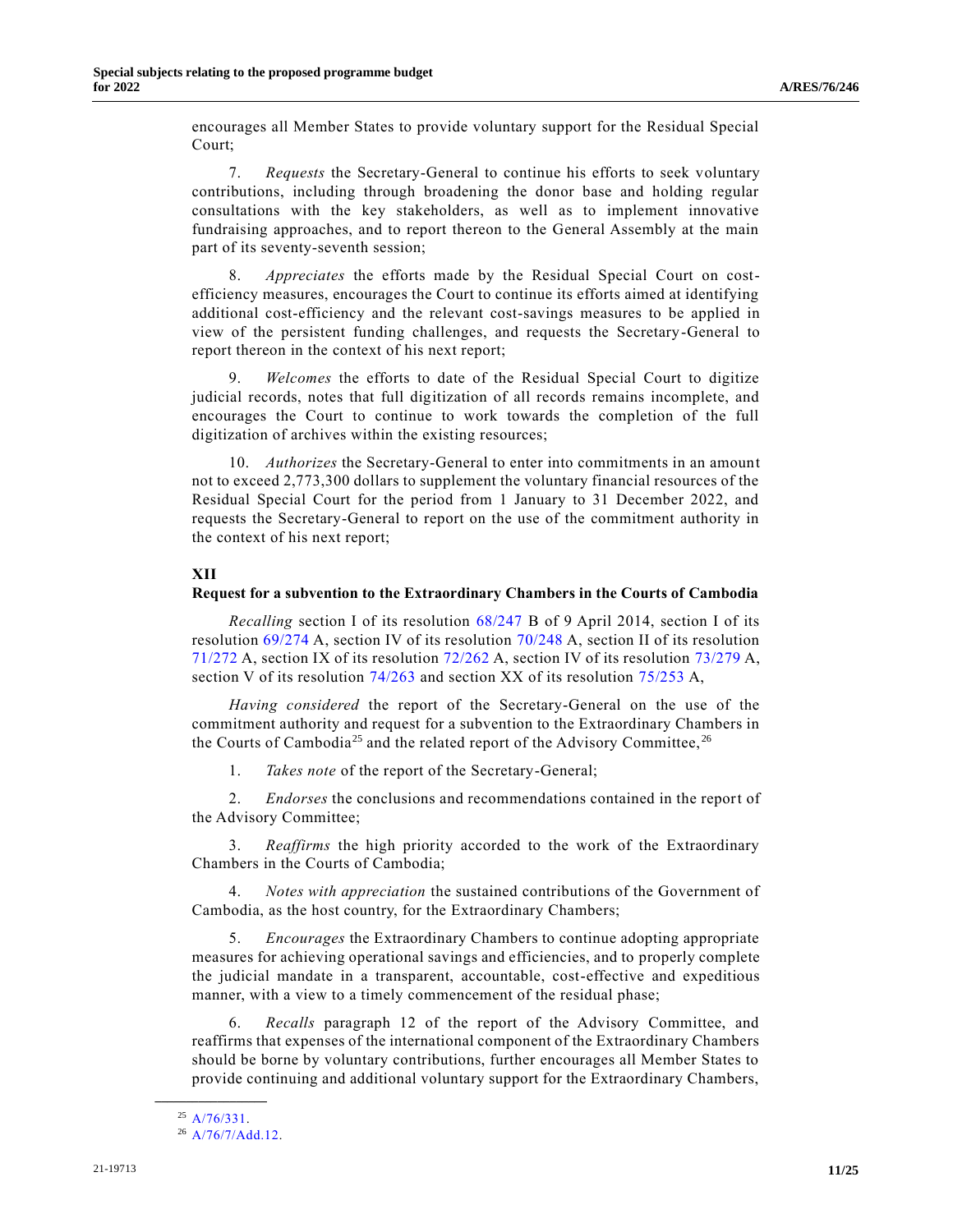encourages all Member States to provide voluntary support for the Residual Special Court;

7. *Requests* the Secretary-General to continue his efforts to seek voluntary contributions, including through broadening the donor base and holding regular consultations with the key stakeholders, as well as to implement innovative fundraising approaches, and to report thereon to the General Assembly at the main part of its seventy-seventh session;

8. *Appreciates* the efforts made by the Residual Special Court on cost-efficiency measures, encourages the Court to continue its efforts aimed at identifying additional cost-efficiency and the relevant cost-savings measures to be applied in view of the persistent funding challenges, and requests the Secretary-General to report thereon in the context of his next report;

9. *Welcomes* the efforts to date of the Residual Special Court to digitize judicial records, notes that full digitization of all records remains incomplete, and encourages the Court to continue to work towards the completion of the full digitization of archives within the existing resources;

10. *Authorizes* the Secretary-General to enter into commitments in an amount not to exceed 2,773,300 dollars to supplement the voluntary financial resources of the Residual Special Court for the period from 1 January to 31 December 2022, and requests the Secretary-General to report on the use of the commitment authority in the context of his next report;

## XII

### Request for a subvention to the Extraordinary Chambers in the Courts of Cambodia

*Recalling* section I of its resolution 68/247 B of 9 April 2014, section I of its resolution 69/274 A, section IV of its resolution 70/248 A, section II of its resolution 71/272 A, section IX of its resolution 72/262 A, section IV of its resolution 73/279 A, section V of its resolution 74/263 and section XX of its resolution 75/253 A,

*Having considered* the report of the Secretary-General on the use of the commitment authority and request for a subvention to the Extraordinary Chambers in the Courts of Cambodia[25] and the related report of the Advisory Committee,[26]

1. *Takes note* of the report of the Secretary-General;

2. *Endorses* the conclusions and recommendations contained in the report of the Advisory Committee;

3. *Reaffirms* the high priority accorded to the work of the Extraordinary Chambers in the Courts of Cambodia;

4. *Notes with appreciation* the sustained contributions of the Government of Cambodia, as the host country, for the Extraordinary Chambers;

5. *Encourages* the Extraordinary Chambers to continue adopting appropriate measures for achieving operational savings and efficiencies, and to properly complete the judicial mandate in a transparent, accountable, cost-effective and expeditious manner, with a view to a timely commencement of the residual phase;

6. *Recalls* paragraph 12 of the report of the Advisory Committee, and reaffirms that expenses of the international component of the Extraordinary Chambers should be borne by voluntary contributions, further encourages all Member States to provide continuing and additional voluntary support for the Extraordinary Chambers,

---

[25] A/76/331.

[26] A/76/7/Add.12.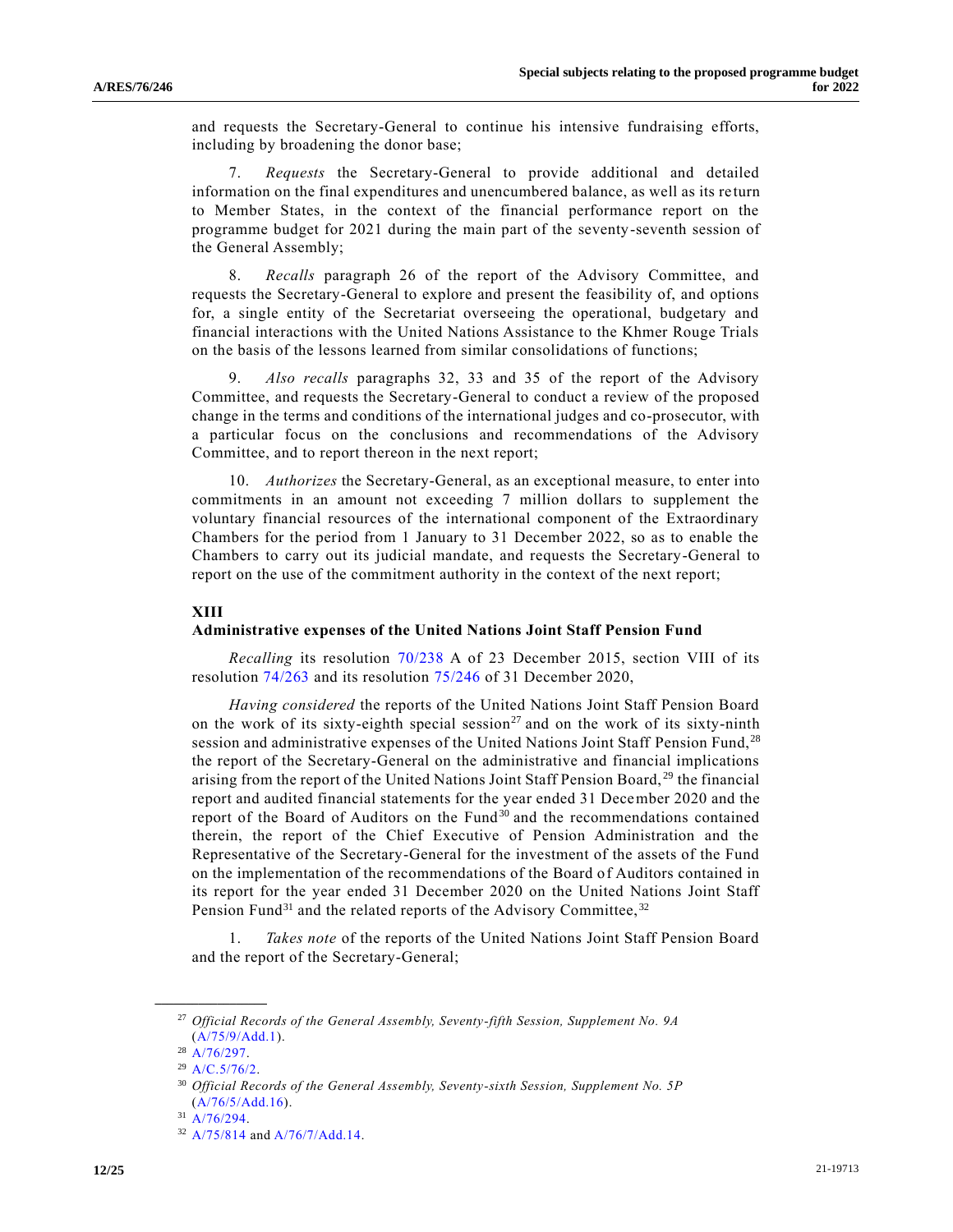and requests the Secretary-General to continue his intensive fundraising efforts, including by broadening the donor base;

7. *Requests* the Secretary-General to provide additional and detailed information on the final expenditures and unencumbered balance, as well as its return to Member States, in the context of the financial performance report on the programme budget for 2021 during the main part of the seventy-seventh session of the General Assembly;

8. *Recalls* paragraph 26 of the report of the Advisory Committee, and requests the Secretary-General to explore and present the feasibility of, and options for, a single entity of the Secretariat overseeing the operational, budgetary and financial interactions with the United Nations Assistance to the Khmer Rouge Trials on the basis of the lessons learned from similar consolidations of functions;

9. *Also recalls* paragraphs 32, 33 and 35 of the report of the Advisory Committee, and requests the Secretary-General to conduct a review of the proposed change in the terms and conditions of the international judges and co-prosecutor, with a particular focus on the conclusions and recommendations of the Advisory Committee, and to report thereon in the next report;

10. *Authorizes* the Secretary-General, as an exceptional measure, to enter into commitments in an amount not exceeding 7 million dollars to supplement the voluntary financial resources of the international component of the Extraordinary Chambers for the period from 1 January to 31 December 2022, so as to enable the Chambers to carry out its judicial mandate, and requests the Secretary-General to report on the use of the commitment authority in the context of the next report;

## XIII
## Administrative expenses of the United Nations Joint Staff Pension Fund

*Recalling* its resolution 70/238 A of 23 December 2015, section VIII of its resolution 74/263 and its resolution 75/246 of 31 December 2020,

*Having considered* the reports of the United Nations Joint Staff Pension Board on the work of its sixty-eighth special session[27] and on the work of its sixty-ninth session and administrative expenses of the United Nations Joint Staff Pension Fund,[28] the report of the Secretary-General on the administrative and financial implications arising from the report of the United Nations Joint Staff Pension Board,[29] the financial report and audited financial statements for the year ended 31 December 2020 and the report of the Board of Auditors on the Fund[30] and the recommendations contained therein, the report of the Chief Executive of Pension Administration and the Representative of the Secretary-General for the investment of the assets of the Fund on the implementation of the recommendations of the Board of Auditors contained in its report for the year ended 31 December 2020 on the United Nations Joint Staff Pension Fund[31] and the related reports of the Advisory Committee,[32]

1. *Takes note* of the reports of the United Nations Joint Staff Pension Board and the report of the Secretary-General;

---

[27] *Official Records of the General Assembly, Seventy-fifth Session, Supplement No. 9A* (A/75/9/Add.1).

[28] A/76/297.

[29] A/C.5/76/2.

[30] *Official Records of the General Assembly, Seventy-sixth Session, Supplement No. 5P* (A/76/5/Add.16).

[31] A/76/294.

[32] A/75/814 and A/76/7/Add.14.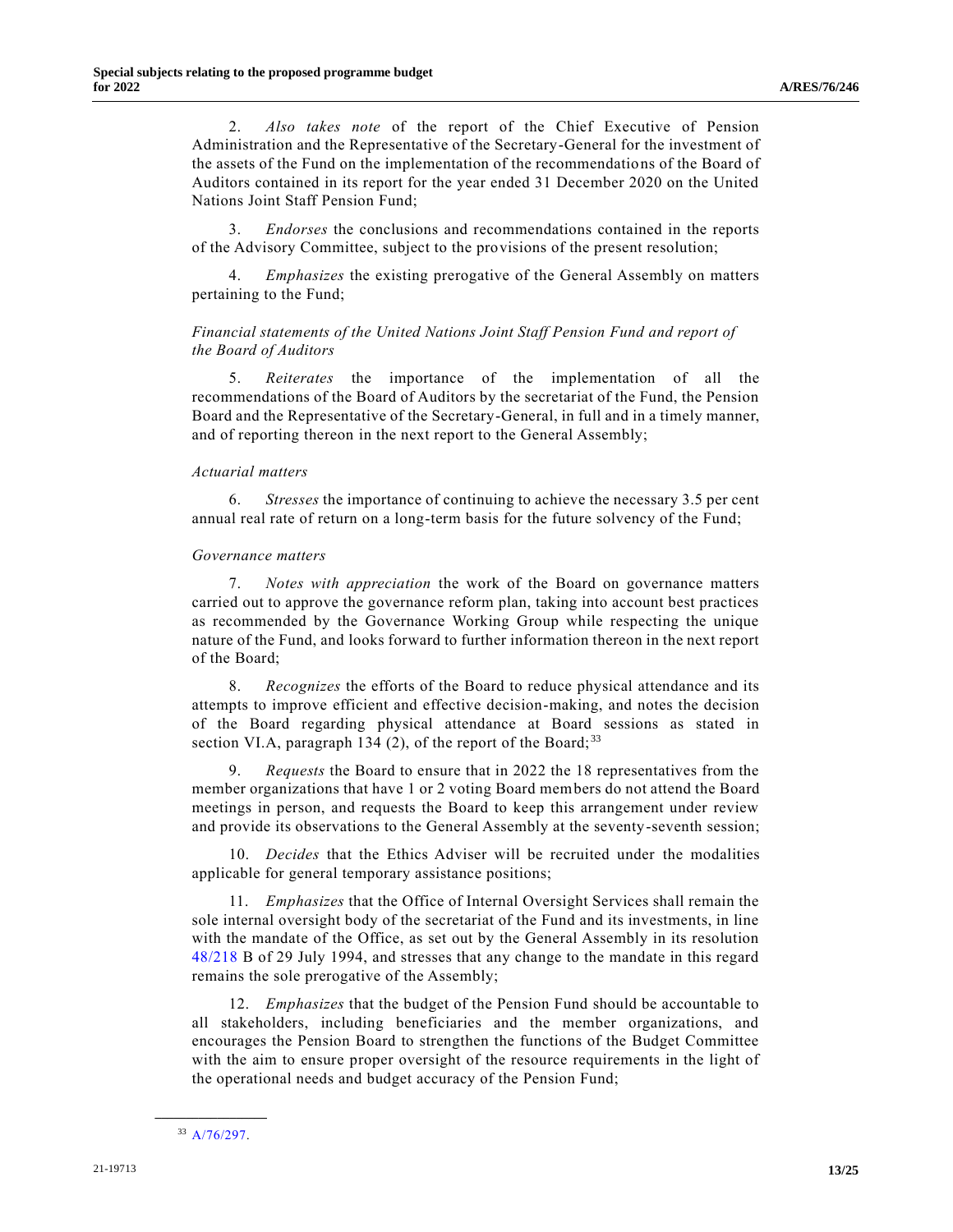2. *Also takes note* of the report of the Chief Executive of Pension Administration and the Representative of the Secretary-General for the investment of the assets of the Fund on the implementation of the recommendations of the Board of Auditors contained in its report for the year ended 31 December 2020 on the United Nations Joint Staff Pension Fund;

3. *Endorses* the conclusions and recommendations contained in the reports of the Advisory Committee, subject to the provisions of the present resolution;

4. *Emphasizes* the existing prerogative of the General Assembly on matters pertaining to the Fund;

*Financial statements of the United Nations Joint Staff Pension Fund and report of the Board of Auditors*

5. *Reiterates* the importance of the implementation of all the recommendations of the Board of Auditors by the secretariat of the Fund, the Pension Board and the Representative of the Secretary-General, in full and in a timely manner, and of reporting thereon in the next report to the General Assembly;

*Actuarial matters*

6. *Stresses* the importance of continuing to achieve the necessary 3.5 per cent annual real rate of return on a long-term basis for the future solvency of the Fund;

*Governance matters*

7. *Notes with appreciation* the work of the Board on governance matters carried out to approve the governance reform plan, taking into account best practices as recommended by the Governance Working Group while respecting the unique nature of the Fund, and looks forward to further information thereon in the next report of the Board;

8. *Recognizes* the efforts of the Board to reduce physical attendance and its attempts to improve efficient and effective decision-making, and notes the decision of the Board regarding physical attendance at Board sessions as stated in section VI.A, paragraph 134 (2), of the report of the Board;[33]

9. *Requests* the Board to ensure that in 2022 the 18 representatives from the member organizations that have 1 or 2 voting Board members do not attend the Board meetings in person, and requests the Board to keep this arrangement under review and provide its observations to the General Assembly at the seventy-seventh session;

10. *Decides* that the Ethics Adviser will be recruited under the modalities applicable for general temporary assistance positions;

11. *Emphasizes* that the Office of Internal Oversight Services shall remain the sole internal oversight body of the secretariat of the Fund and its investments, in line with the mandate of the Office, as set out by the General Assembly in its resolution 48/218 B of 29 July 1994, and stresses that any change to the mandate in this regard remains the sole prerogative of the Assembly;

12. *Emphasizes* that the budget of the Pension Fund should be accountable to all stakeholders, including beneficiaries and the member organizations, and encourages the Pension Board to strengthen the functions of the Budget Committee with the aim to ensure proper oversight of the resource requirements in the light of the operational needs and budget accuracy of the Pension Fund;

---

[33] A/76/297.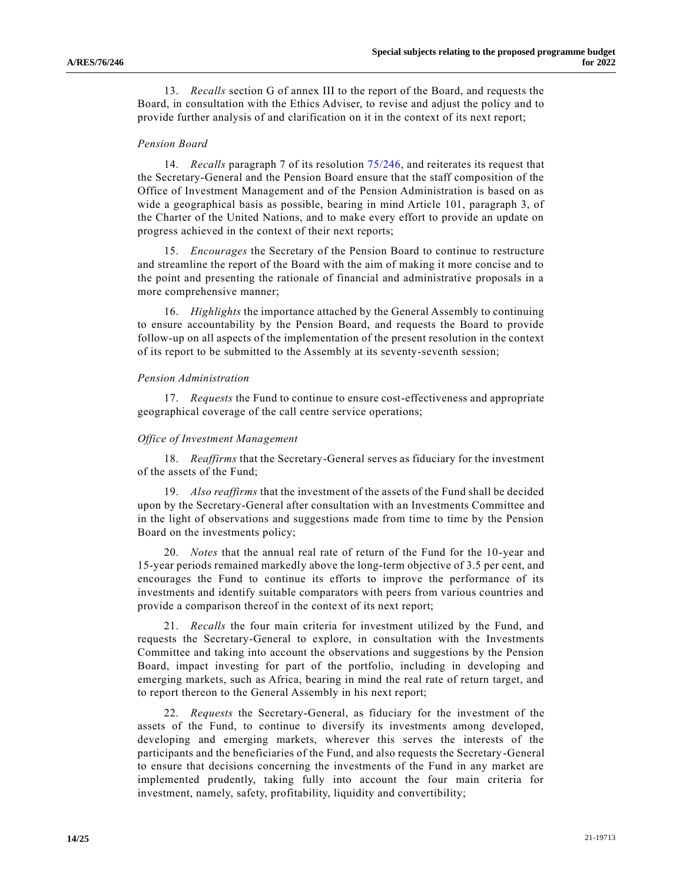13. *Recalls* section G of annex III to the report of the Board, and requests the Board, in consultation with the Ethics Adviser, to revise and adjust the policy and to provide further analysis of and clarification on it in the context of its next report;

*Pension Board*

14. *Recalls* paragraph 7 of its resolution 75/246, and reiterates its request that the Secretary-General and the Pension Board ensure that the staff composition of the Office of Investment Management and of the Pension Administration is based on as wide a geographical basis as possible, bearing in mind Article 101, paragraph 3, of the Charter of the United Nations, and to make every effort to provide an update on progress achieved in the context of their next reports;

15. *Encourages* the Secretary of the Pension Board to continue to restructure and streamline the report of the Board with the aim of making it more concise and to the point and presenting the rationale of financial and administrative proposals in a more comprehensive manner;

16. *Highlights* the importance attached by the General Assembly to continuing to ensure accountability by the Pension Board, and requests the Board to provide follow-up on all aspects of the implementation of the present resolution in the context of its report to be submitted to the Assembly at its seventy-seventh session;

*Pension Administration*

17. *Requests* the Fund to continue to ensure cost-effectiveness and appropriate geographical coverage of the call centre service operations;

*Office of Investment Management*

18. *Reaffirms* that the Secretary-General serves as fiduciary for the investment of the assets of the Fund;

19. *Also reaffirms* that the investment of the assets of the Fund shall be decided upon by the Secretary-General after consultation with an Investments Committee and in the light of observations and suggestions made from time to time by the Pension Board on the investments policy;

20. *Notes* that the annual real rate of return of the Fund for the 10-year and 15-year periods remained markedly above the long-term objective of 3.5 per cent, and encourages the Fund to continue its efforts to improve the performance of its investments and identify suitable comparators with peers from various countries and provide a comparison thereof in the context of its next report;

21. *Recalls* the four main criteria for investment utilized by the Fund, and requests the Secretary-General to explore, in consultation with the Investments Committee and taking into account the observations and suggestions by the Pension Board, impact investing for part of the portfolio, including in developing and emerging markets, such as Africa, bearing in mind the real rate of return target, and to report thereon to the General Assembly in his next report;

22. *Requests* the Secretary-General, as fiduciary for the investment of the assets of the Fund, to continue to diversify its investments among developed, developing and emerging markets, wherever this serves the interests of the participants and the beneficiaries of the Fund, and also requests the Secretary-General to ensure that decisions concerning the investments of the Fund in any market are implemented prudently, taking fully into account the four main criteria for investment, namely, safety, profitability, liquidity and convertibility;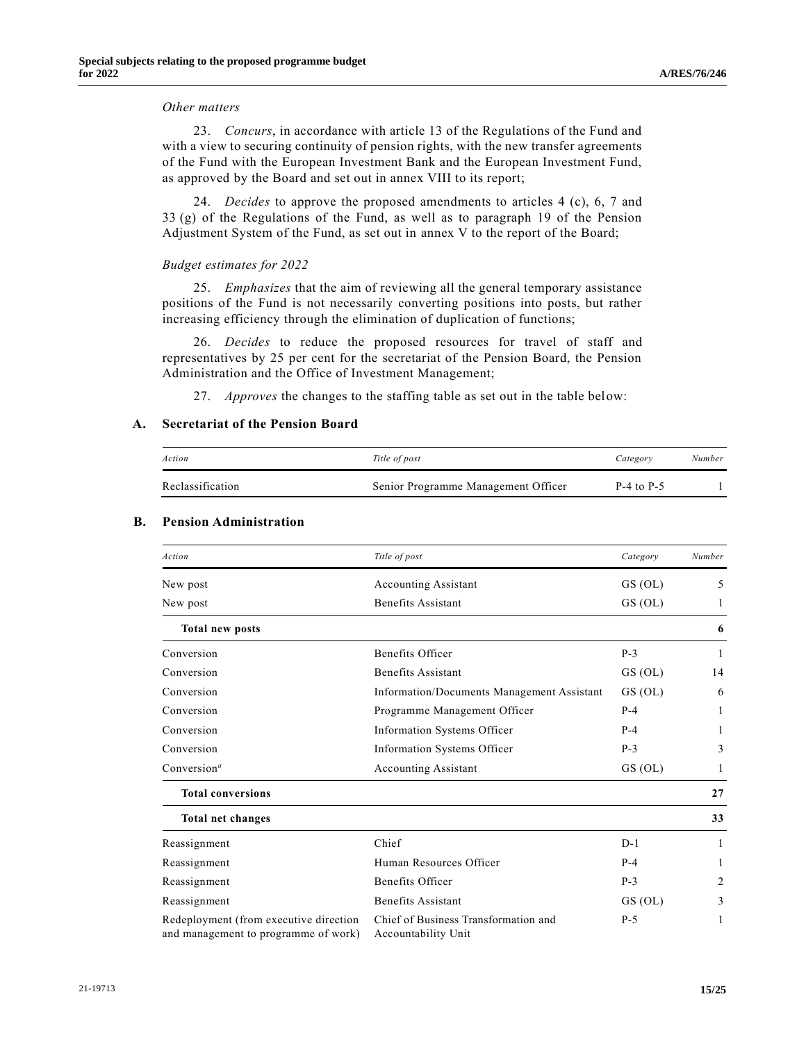*Other matters*

23. *Concurs*, in accordance with article 13 of the Regulations of the Fund and with a view to securing continuity of pension rights, with the new transfer agreements of the Fund with the European Investment Bank and the European Investment Fund, as approved by the Board and set out in annex VIII to its report;

24. *Decides* to approve the proposed amendments to articles 4 (c), 6, 7 and 33 (g) of the Regulations of the Fund, as well as to paragraph 19 of the Pension Adjustment System of the Fund, as set out in annex V to the report of the Board;

*Budget estimates for 2022*

25. *Emphasizes* that the aim of reviewing all the general temporary assistance positions of the Fund is not necessarily converting positions into posts, but rather increasing efficiency through the elimination of duplication of functions;

26. *Decides* to reduce the proposed resources for travel of staff and representatives by 25 per cent for the secretariat of the Pension Board, the Pension Administration and the Office of Investment Management;

27. *Approves* the changes to the staffing table as set out in the table below:

### A. Secretariat of the Pension Board

| *Action* | *Title of post* | *Category* | *Number* |
|---|---|---|---|
| Reclassification | Senior Programme Management Officer | P-4 to P-5 | 1 |

### B. Pension Administration

| *Action* | *Title of post* | *Category* | *Number* |
|---|---|---|---|
| New post | Accounting Assistant | GS (OL) | 5 |
| New post | Benefits Assistant | GS (OL) | 1 |
| **Total new posts** | | | **6** |
| Conversion | Benefits Officer | P-3 | 1 |
| Conversion | Benefits Assistant | GS (OL) | 14 |
| Conversion | Information/Documents Management Assistant | GS (OL) | 6 |
| Conversion | Programme Management Officer | P-4 | 1 |
| Conversion | Information Systems Officer | P-4 | 1 |
| Conversion | Information Systems Officer | P-3 | 3 |
| Conversion[a] | Accounting Assistant | GS (OL) | 1 |
| **Total conversions** | | | **27** |
| **Total net changes** | | | **33** |
| Reassignment | Chief | D-1 | 1 |
| Reassignment | Human Resources Officer | P-4 | 1 |
| Reassignment | Benefits Officer | P-3 | 2 |
| Reassignment | Benefits Assistant | GS (OL) | 3 |
| Redeployment (from executive direction and management to programme of work) | Chief of Business Transformation and Accountability Unit | P-5 | 1 |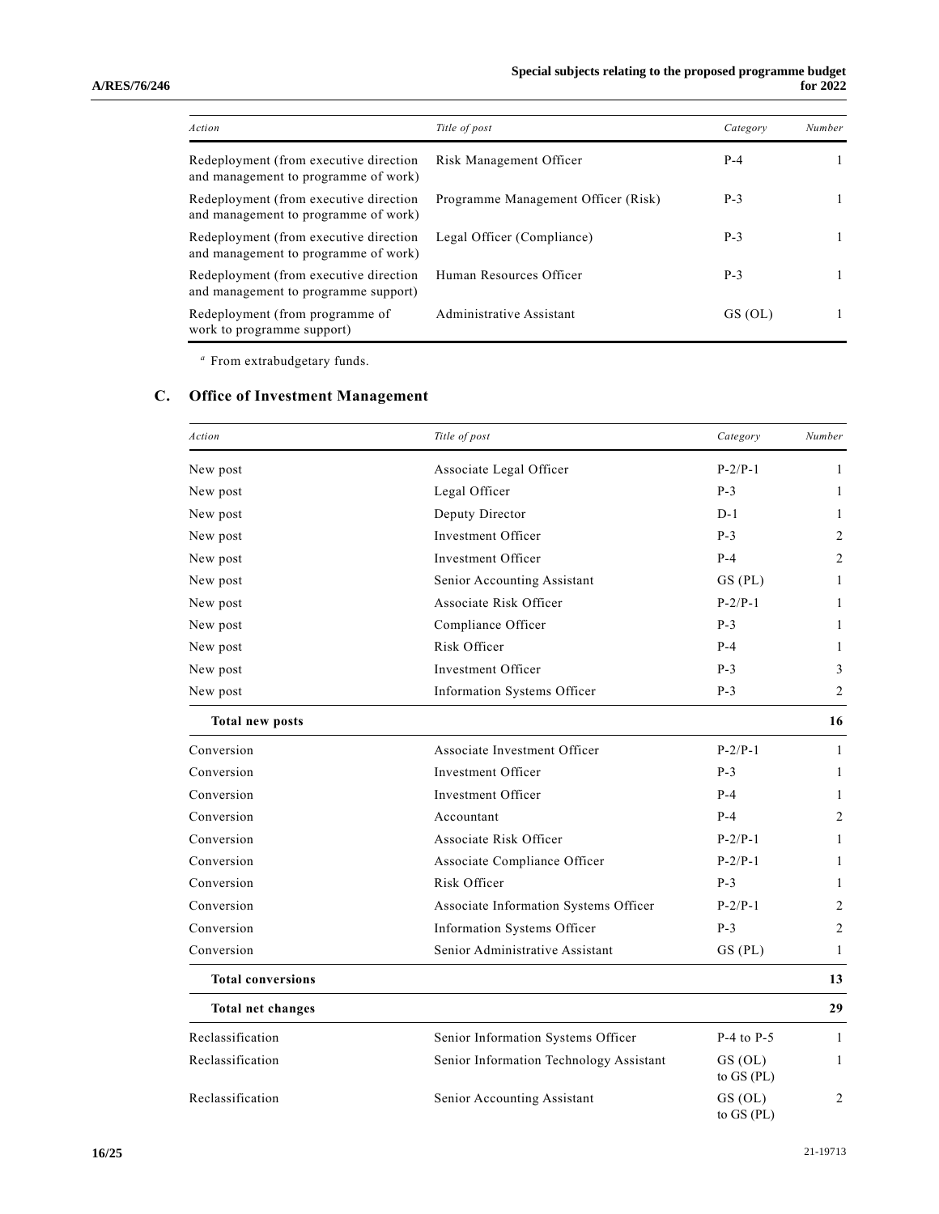| *Action* | *Title of post* | *Category* | *Number* |
|---|---|---|---|
| Redeployment (from executive direction and management to programme of work) | Risk Management Officer | P-4 | 1 |
| Redeployment (from executive direction and management to programme of work) | Programme Management Officer (Risk) | P-3 | 1 |
| Redeployment (from executive direction and management to programme of work) | Legal Officer (Compliance) | P-3 | 1 |
| Redeployment (from executive direction and management to programme support) | Human Resources Officer | P-3 | 1 |
| Redeployment (from programme of work to programme support) | Administrative Assistant | GS (OL) | 1 |

[a] From extrabudgetary funds.

## C. Office of Investment Management

| *Action* | *Title of post* | *Category* | *Number* |
|---|---|---|---|
| New post | Associate Legal Officer | P-2/P-1 | 1 |
| New post | Legal Officer | P-3 | 1 |
| New post | Deputy Director | D-1 | 1 |
| New post | Investment Officer | P-3 | 2 |
| New post | Investment Officer | P-4 | 2 |
| New post | Senior Accounting Assistant | GS (PL) | 1 |
| New post | Associate Risk Officer | P-2/P-1 | 1 |
| New post | Compliance Officer | P-3 | 1 |
| New post | Risk Officer | P-4 | 1 |
| New post | Investment Officer | P-3 | 3 |
| New post | Information Systems Officer | P-3 | 2 |
| **Total new posts** | | | **16** |
| Conversion | Associate Investment Officer | P-2/P-1 | 1 |
| Conversion | Investment Officer | P-3 | 1 |
| Conversion | Investment Officer | P-4 | 1 |
| Conversion | Accountant | P-4 | 2 |
| Conversion | Associate Risk Officer | P-2/P-1 | 1 |
| Conversion | Associate Compliance Officer | P-2/P-1 | 1 |
| Conversion | Risk Officer | P-3 | 1 |
| Conversion | Associate Information Systems Officer | P-2/P-1 | 2 |
| Conversion | Information Systems Officer | P-3 | 2 |
| Conversion | Senior Administrative Assistant | GS (PL) | 1 |
| **Total conversions** | | | **13** |
| **Total net changes** | | | **29** |
| Reclassification | Senior Information Systems Officer | P-4 to P-5 | 1 |
| Reclassification | Senior Information Technology Assistant | GS (OL) to GS (PL) | 1 |
| Reclassification | Senior Accounting Assistant | GS (OL) to GS (PL) | 2 |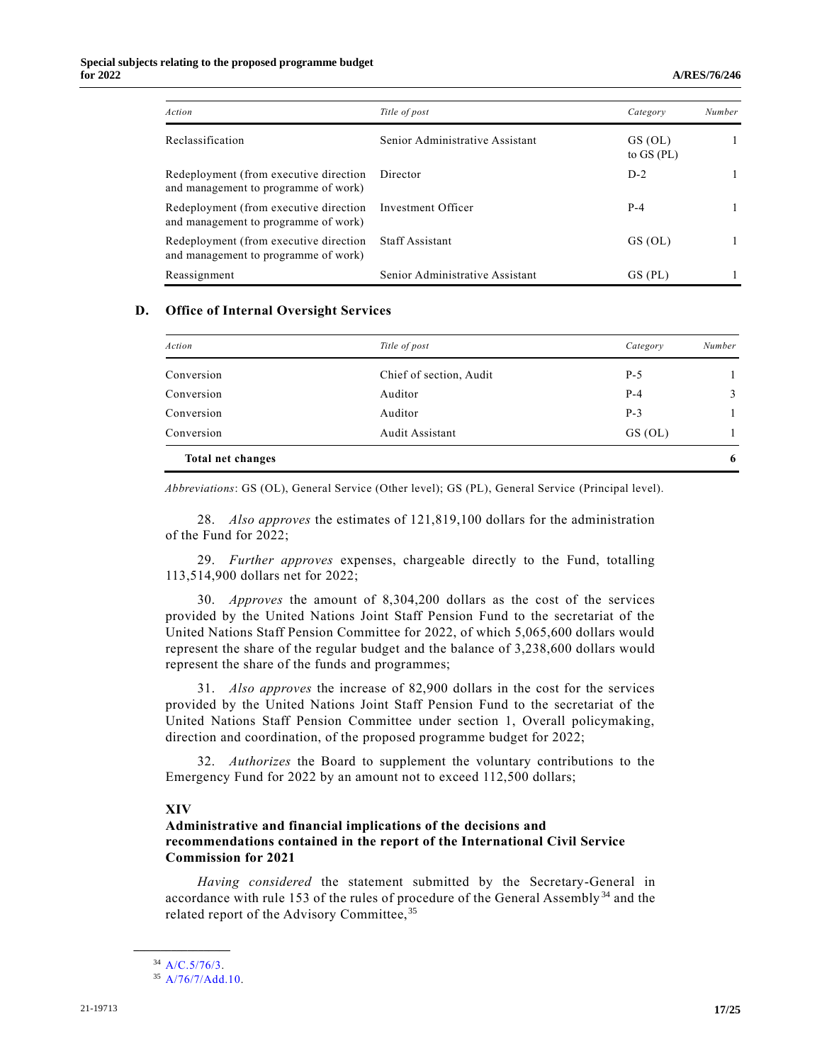| *Action* | *Title of post* | *Category* | *Number* |
|---|---|---|---|
| Reclassification | Senior Administrative Assistant | GS (OL) to GS (PL) | 1 |
| Redeployment (from executive direction and management to programme of work) | Director | D-2 | 1 |
| Redeployment (from executive direction and management to programme of work) | Investment Officer | P-4 | 1 |
| Redeployment (from executive direction and management to programme of work) | Staff Assistant | GS (OL) | 1 |
| Reassignment | Senior Administrative Assistant | GS (PL) | 1 |

### D. Office of Internal Oversight Services

| *Action* | *Title of post* | *Category* | *Number* |
|---|---|---|---|
| Conversion | Chief of section, Audit | P-5 | 1 |
| Conversion | Auditor | P-4 | 3 |
| Conversion | Auditor | P-3 | 1 |
| Conversion | Audit Assistant | GS (OL) | 1 |
| **Total net changes** | | | **6** |

*Abbreviations*: GS (OL), General Service (Other level); GS (PL), General Service (Principal level).

28. *Also approves* the estimates of 121,819,100 dollars for the administration of the Fund for 2022;

29. *Further approves* expenses, chargeable directly to the Fund, totalling 113,514,900 dollars net for 2022;

30. *Approves* the amount of 8,304,200 dollars as the cost of the services provided by the United Nations Joint Staff Pension Fund to the secretariat of the United Nations Staff Pension Committee for 2022, of which 5,065,600 dollars would represent the share of the regular budget and the balance of 3,238,600 dollars would represent the share of the funds and programmes;

31. *Also approves* the increase of 82,900 dollars in the cost for the services provided by the United Nations Joint Staff Pension Fund to the secretariat of the United Nations Staff Pension Committee under section 1, Overall policymaking, direction and coordination, of the proposed programme budget for 2022;

32. *Authorizes* the Board to supplement the voluntary contributions to the Emergency Fund for 2022 by an amount not to exceed 112,500 dollars;

## XIV

## Administrative and financial implications of the decisions and recommendations contained in the report of the International Civil Service Commission for 2021

*Having considered* the statement submitted by the Secretary-General in accordance with rule 153 of the rules of procedure of the General Assembly[34] and the related report of the Advisory Committee,[35]

[34] A/C.5/76/3.

[35] A/76/7/Add.10.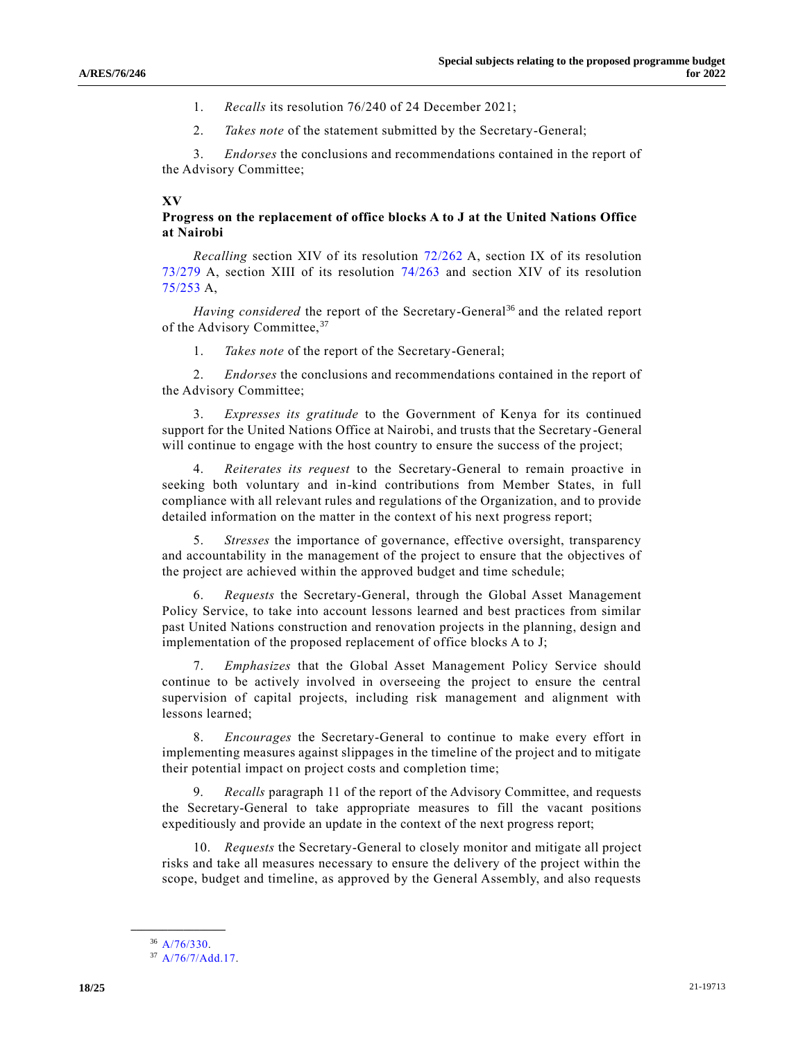1. *Recalls* its resolution 76/240 of 24 December 2021;

2. *Takes note* of the statement submitted by the Secretary-General;

3. *Endorses* the conclusions and recommendations contained in the report of the Advisory Committee;

## XV

### Progress on the replacement of office blocks A to J at the United Nations Office at Nairobi

*Recalling* section XIV of its resolution 72/262 A, section IX of its resolution 73/279 A, section XIII of its resolution 74/263 and section XIV of its resolution 75/253 A,

*Having considered* the report of the Secretary-General[36] and the related report of the Advisory Committee,[37]

1. *Takes note* of the report of the Secretary-General;

2. *Endorses* the conclusions and recommendations contained in the report of the Advisory Committee;

3. *Expresses its gratitude* to the Government of Kenya for its continued support for the United Nations Office at Nairobi, and trusts that the Secretary-General will continue to engage with the host country to ensure the success of the project;

4. *Reiterates its request* to the Secretary-General to remain proactive in seeking both voluntary and in-kind contributions from Member States, in full compliance with all relevant rules and regulations of the Organization, and to provide detailed information on the matter in the context of his next progress report;

5. *Stresses* the importance of governance, effective oversight, transparency and accountability in the management of the project to ensure that the objectives of the project are achieved within the approved budget and time schedule;

6. *Requests* the Secretary-General, through the Global Asset Management Policy Service, to take into account lessons learned and best practices from similar past United Nations construction and renovation projects in the planning, design and implementation of the proposed replacement of office blocks A to J;

7. *Emphasizes* that the Global Asset Management Policy Service should continue to be actively involved in overseeing the project to ensure the central supervision of capital projects, including risk management and alignment with lessons learned;

8. *Encourages* the Secretary-General to continue to make every effort in implementing measures against slippages in the timeline of the project and to mitigate their potential impact on project costs and completion time;

9. *Recalls* paragraph 11 of the report of the Advisory Committee, and requests the Secretary-General to take appropriate measures to fill the vacant positions expeditiously and provide an update in the context of the next progress report;

10. *Requests* the Secretary-General to closely monitor and mitigate all project risks and take all measures necessary to ensure the delivery of the project within the scope, budget and timeline, as approved by the General Assembly, and also requests

---

[36] A/76/330.

[37] A/76/7/Add.17.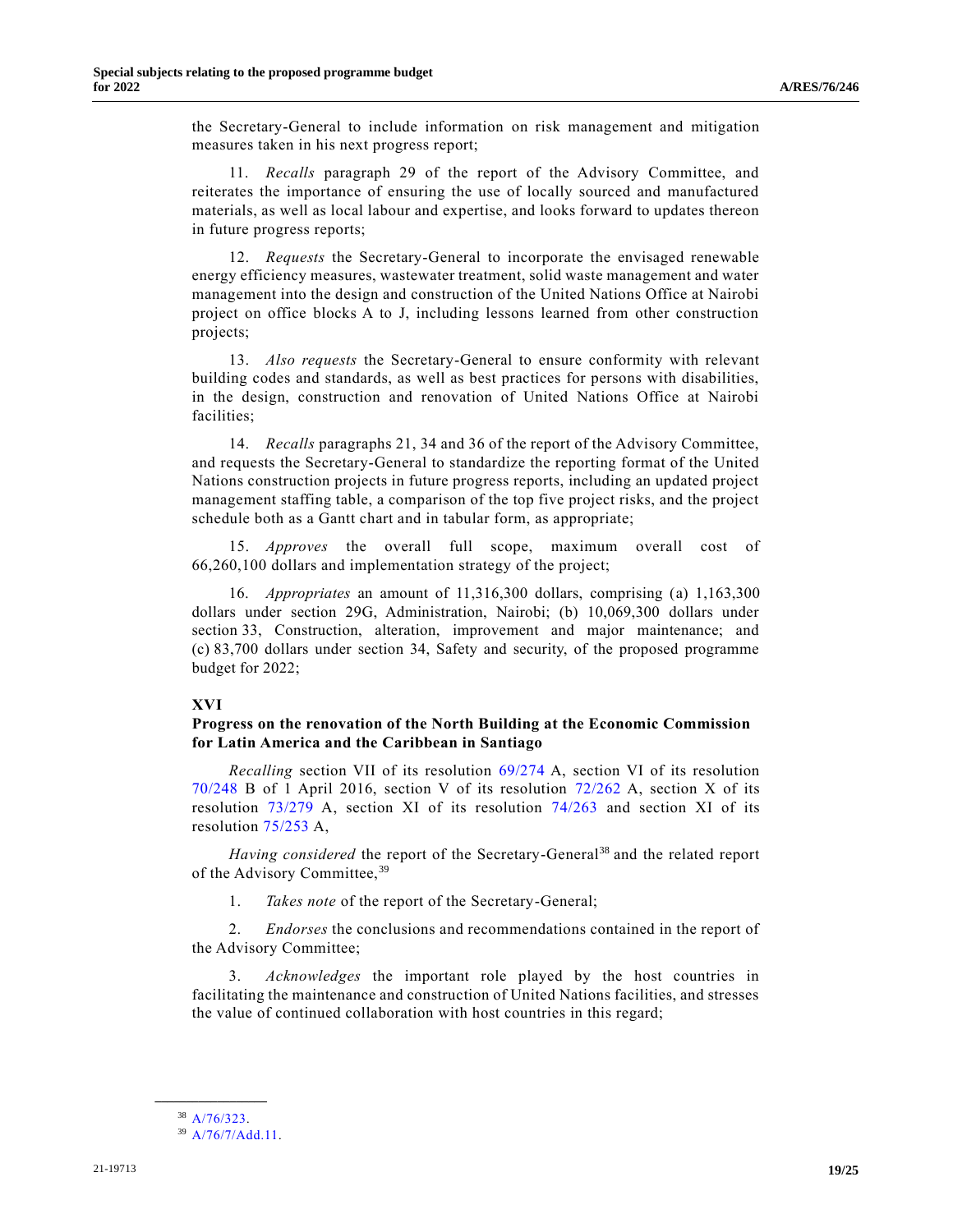the Secretary-General to include information on risk management and mitigation measures taken in his next progress report;

11. *Recalls* paragraph 29 of the report of the Advisory Committee, and reiterates the importance of ensuring the use of locally sourced and manufactured materials, as well as local labour and expertise, and looks forward to updates thereon in future progress reports;

12. *Requests* the Secretary-General to incorporate the envisaged renewable energy efficiency measures, wastewater treatment, solid waste management and water management into the design and construction of the United Nations Office at Nairobi project on office blocks A to J, including lessons learned from other construction projects;

13. *Also requests* the Secretary-General to ensure conformity with relevant building codes and standards, as well as best practices for persons with disabilities, in the design, construction and renovation of United Nations Office at Nairobi facilities;

14. *Recalls* paragraphs 21, 34 and 36 of the report of the Advisory Committee, and requests the Secretary-General to standardize the reporting format of the United Nations construction projects in future progress reports, including an updated project management staffing table, a comparison of the top five project risks, and the project schedule both as a Gantt chart and in tabular form, as appropriate;

15. *Approves* the overall full scope, maximum overall cost of 66,260,100 dollars and implementation strategy of the project;

16. *Appropriates* an amount of 11,316,300 dollars, comprising (a) 1,163,300 dollars under section 29G, Administration, Nairobi; (b) 10,069,300 dollars under section 33, Construction, alteration, improvement and major maintenance; and (c) 83,700 dollars under section 34, Safety and security, of the proposed programme budget for 2022;

## XVI

### Progress on the renovation of the North Building at the Economic Commission for Latin America and the Caribbean in Santiago

*Recalling* section VII of its resolution 69/274 A, section VI of its resolution 70/248 B of 1 April 2016, section V of its resolution 72/262 A, section X of its resolution 73/279 A, section XI of its resolution 74/263 and section XI of its resolution 75/253 A,

*Having considered* the report of the Secretary-General[38] and the related report of the Advisory Committee,[39]

1. *Takes note* of the report of the Secretary-General;

2. *Endorses* the conclusions and recommendations contained in the report of the Advisory Committee;

3. *Acknowledges* the important role played by the host countries in facilitating the maintenance and construction of United Nations facilities, and stresses the value of continued collaboration with host countries in this regard;

[38] A/76/323.

[39] A/76/7/Add.11.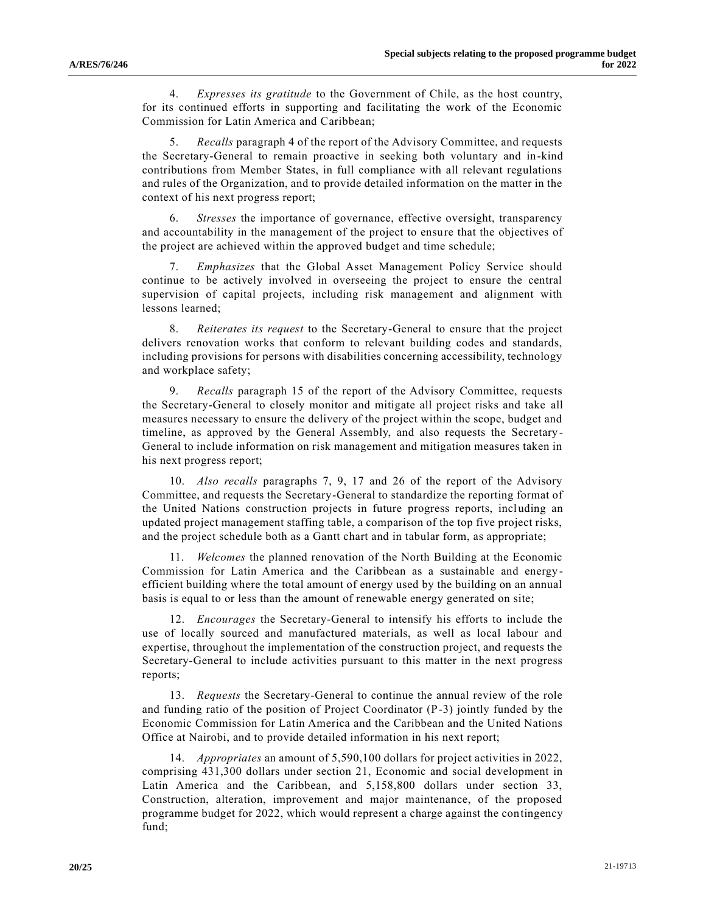4. *Expresses its gratitude* to the Government of Chile, as the host country, for its continued efforts in supporting and facilitating the work of the Economic Commission for Latin America and Caribbean;

5. *Recalls* paragraph 4 of the report of the Advisory Committee, and requests the Secretary-General to remain proactive in seeking both voluntary and in-kind contributions from Member States, in full compliance with all relevant regulations and rules of the Organization, and to provide detailed information on the matter in the context of his next progress report;

6. *Stresses* the importance of governance, effective oversight, transparency and accountability in the management of the project to ensure that the objectives of the project are achieved within the approved budget and time schedule;

7. *Emphasizes* that the Global Asset Management Policy Service should continue to be actively involved in overseeing the project to ensure the central supervision of capital projects, including risk management and alignment with lessons learned;

8. *Reiterates its request* to the Secretary-General to ensure that the project delivers renovation works that conform to relevant building codes and standards, including provisions for persons with disabilities concerning accessibility, technology and workplace safety;

9. *Recalls* paragraph 15 of the report of the Advisory Committee, requests the Secretary-General to closely monitor and mitigate all project risks and take all measures necessary to ensure the delivery of the project within the scope, budget and timeline, as approved by the General Assembly, and also requests the Secretary-General to include information on risk management and mitigation measures taken in his next progress report;

10. *Also recalls* paragraphs 7, 9, 17 and 26 of the report of the Advisory Committee, and requests the Secretary-General to standardize the reporting format of the United Nations construction projects in future progress reports, including an updated project management staffing table, a comparison of the top five project risks, and the project schedule both as a Gantt chart and in tabular form, as appropriate;

11. *Welcomes* the planned renovation of the North Building at the Economic Commission for Latin America and the Caribbean as a sustainable and energy-efficient building where the total amount of energy used by the building on an annual basis is equal to or less than the amount of renewable energy generated on site;

12. *Encourages* the Secretary-General to intensify his efforts to include the use of locally sourced and manufactured materials, as well as local labour and expertise, throughout the implementation of the construction project, and requests the Secretary-General to include activities pursuant to this matter in the next progress reports;

13. *Requests* the Secretary-General to continue the annual review of the role and funding ratio of the position of Project Coordinator (P-3) jointly funded by the Economic Commission for Latin America and the Caribbean and the United Nations Office at Nairobi, and to provide detailed information in his next report;

14. *Appropriates* an amount of 5,590,100 dollars for project activities in 2022, comprising 431,300 dollars under section 21, Economic and social development in Latin America and the Caribbean, and 5,158,800 dollars under section 33, Construction, alteration, improvement and major maintenance, of the proposed programme budget for 2022, which would represent a charge against the contingency fund;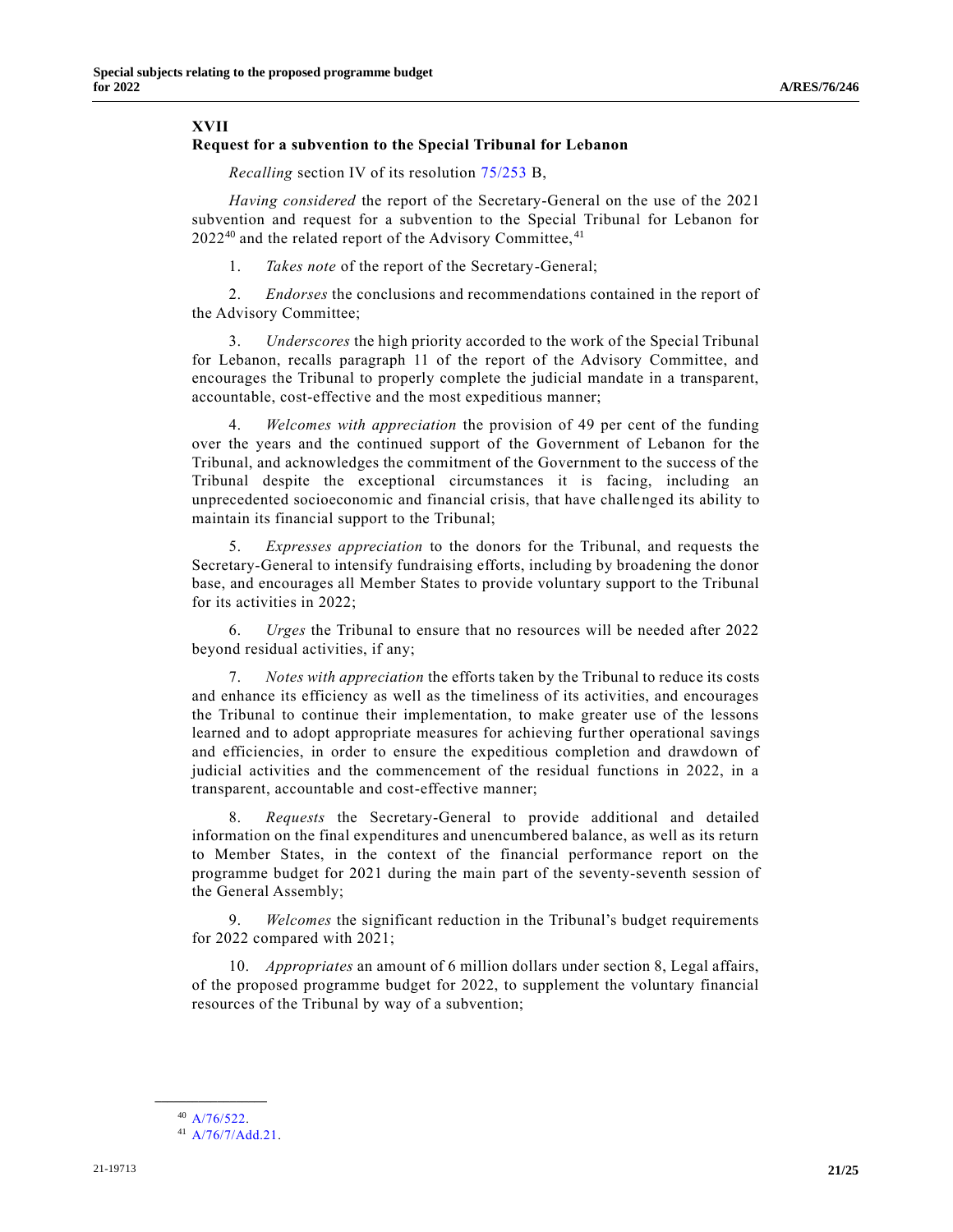## XVII
## Request for a subvention to the Special Tribunal for Lebanon

*Recalling* section IV of its resolution 75/253 B,

*Having considered* the report of the Secretary-General on the use of the 2021 subvention and request for a subvention to the Special Tribunal for Lebanon for 2022[40] and the related report of the Advisory Committee,[41]

1. *Takes note* of the report of the Secretary-General;

2. *Endorses* the conclusions and recommendations contained in the report of the Advisory Committee;

3. *Underscores* the high priority accorded to the work of the Special Tribunal for Lebanon, recalls paragraph 11 of the report of the Advisory Committee, and encourages the Tribunal to properly complete the judicial mandate in a transparent, accountable, cost-effective and the most expeditious manner;

4. *Welcomes with appreciation* the provision of 49 per cent of the funding over the years and the continued support of the Government of Lebanon for the Tribunal, and acknowledges the commitment of the Government to the success of the Tribunal despite the exceptional circumstances it is facing, including an unprecedented socioeconomic and financial crisis, that have challenged its ability to maintain its financial support to the Tribunal;

5. *Expresses appreciation* to the donors for the Tribunal, and requests the Secretary-General to intensify fundraising efforts, including by broadening the donor base, and encourages all Member States to provide voluntary support to the Tribunal for its activities in 2022;

6. *Urges* the Tribunal to ensure that no resources will be needed after 2022 beyond residual activities, if any;

7. *Notes with appreciation* the efforts taken by the Tribunal to reduce its costs and enhance its efficiency as well as the timeliness of its activities, and encourages the Tribunal to continue their implementation, to make greater use of the lessons learned and to adopt appropriate measures for achieving further operational savings and efficiencies, in order to ensure the expeditious completion and drawdown of judicial activities and the commencement of the residual functions in 2022, in a transparent, accountable and cost-effective manner;

8. *Requests* the Secretary-General to provide additional and detailed information on the final expenditures and unencumbered balance, as well as its return to Member States, in the context of the financial performance report on the programme budget for 2021 during the main part of the seventy-seventh session of the General Assembly;

9. *Welcomes* the significant reduction in the Tribunal's budget requirements for 2022 compared with 2021;

10. *Appropriates* an amount of 6 million dollars under section 8, Legal affairs, of the proposed programme budget for 2022, to supplement the voluntary financial resources of the Tribunal by way of a subvention;

---

[40] A/76/522.

[41] A/76/7/Add.21.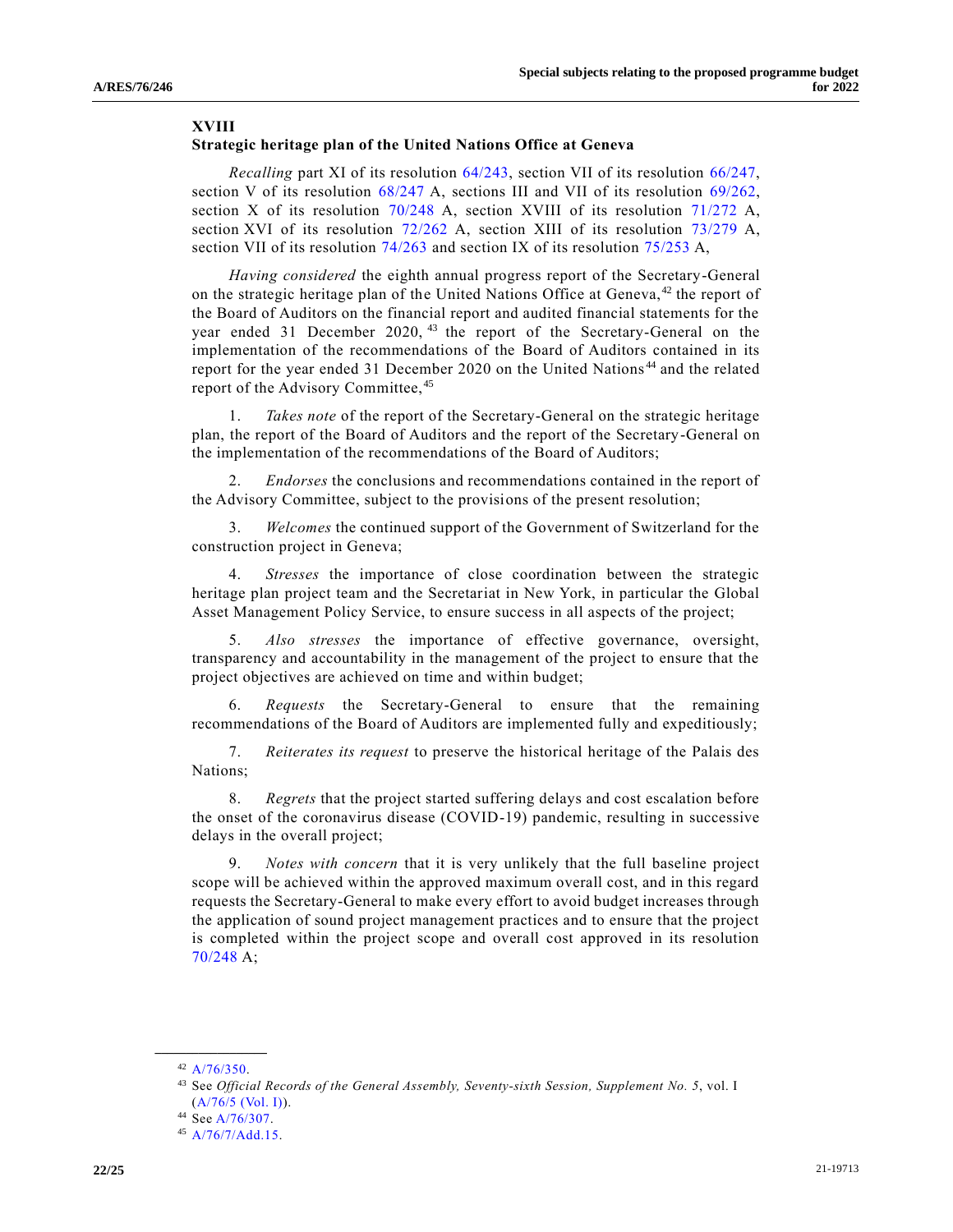## XVIII
## Strategic heritage plan of the United Nations Office at Geneva

*Recalling* part XI of its resolution 64/243, section VII of its resolution 66/247, section V of its resolution 68/247 A, sections III and VII of its resolution 69/262, section X of its resolution 70/248 A, section XVIII of its resolution 71/272 A, section XVI of its resolution 72/262 A, section XIII of its resolution 73/279 A, section VII of its resolution 74/263 and section IX of its resolution 75/253 A,

*Having considered* the eighth annual progress report of the Secretary-General on the strategic heritage plan of the United Nations Office at Geneva,[42] the report of the Board of Auditors on the financial report and audited financial statements for the year ended 31 December 2020,[43] the report of the Secretary-General on the implementation of the recommendations of the Board of Auditors contained in its report for the year ended 31 December 2020 on the United Nations[44] and the related report of the Advisory Committee,[45]

1. *Takes note* of the report of the Secretary-General on the strategic heritage plan, the report of the Board of Auditors and the report of the Secretary-General on the implementation of the recommendations of the Board of Auditors;

2. *Endorses* the conclusions and recommendations contained in the report of the Advisory Committee, subject to the provisions of the present resolution;

3. *Welcomes* the continued support of the Government of Switzerland for the construction project in Geneva;

4. *Stresses* the importance of close coordination between the strategic heritage plan project team and the Secretariat in New York, in particular the Global Asset Management Policy Service, to ensure success in all aspects of the project;

5. *Also stresses* the importance of effective governance, oversight, transparency and accountability in the management of the project to ensure that the project objectives are achieved on time and within budget;

6. *Requests* the Secretary-General to ensure that the remaining recommendations of the Board of Auditors are implemented fully and expeditiously;

7. *Reiterates its request* to preserve the historical heritage of the Palais des Nations;

8. *Regrets* that the project started suffering delays and cost escalation before the onset of the coronavirus disease (COVID-19) pandemic, resulting in successive delays in the overall project;

9. *Notes with concern* that it is very unlikely that the full baseline project scope will be achieved within the approved maximum overall cost, and in this regard requests the Secretary-General to make every effort to avoid budget increases through the application of sound project management practices and to ensure that the project is completed within the project scope and overall cost approved in its resolution 70/248 A;

---

[42] A/76/350.

[43] See *Official Records of the General Assembly, Seventy-sixth Session, Supplement No. 5*, vol. I (A/76/5 (Vol. I)).

[44] See A/76/307.

[45] A/76/7/Add.15.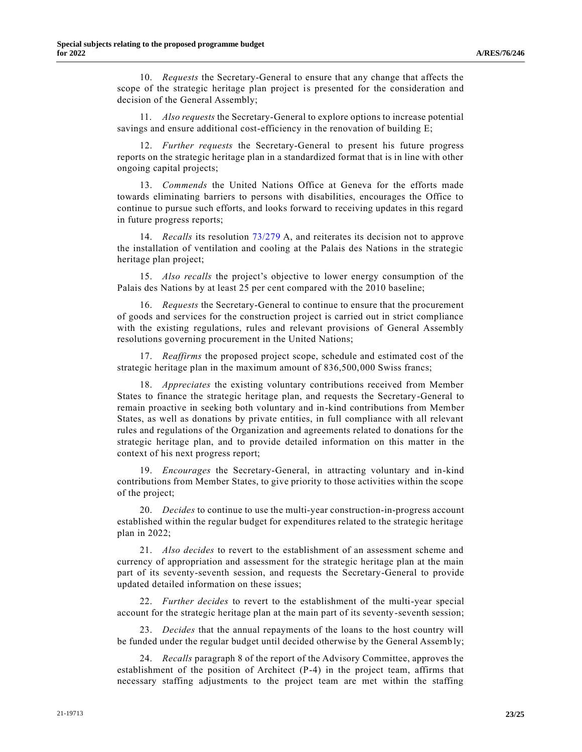10. *Requests* the Secretary-General to ensure that any change that affects the scope of the strategic heritage plan project is presented for the consideration and decision of the General Assembly;

11. *Also requests* the Secretary-General to explore options to increase potential savings and ensure additional cost-efficiency in the renovation of building E;

12. *Further requests* the Secretary-General to present his future progress reports on the strategic heritage plan in a standardized format that is in line with other ongoing capital projects;

13. *Commends* the United Nations Office at Geneva for the efforts made towards eliminating barriers to persons with disabilities, encourages the Office to continue to pursue such efforts, and looks forward to receiving updates in this regard in future progress reports;

14. *Recalls* its resolution 73/279 A, and reiterates its decision not to approve the installation of ventilation and cooling at the Palais des Nations in the strategic heritage plan project;

15. *Also recalls* the project's objective to lower energy consumption of the Palais des Nations by at least 25 per cent compared with the 2010 baseline;

16. *Requests* the Secretary-General to continue to ensure that the procurement of goods and services for the construction project is carried out in strict compliance with the existing regulations, rules and relevant provisions of General Assembly resolutions governing procurement in the United Nations;

17. *Reaffirms* the proposed project scope, schedule and estimated cost of the strategic heritage plan in the maximum amount of 836,500,000 Swiss francs;

18. *Appreciates* the existing voluntary contributions received from Member States to finance the strategic heritage plan, and requests the Secretary-General to remain proactive in seeking both voluntary and in-kind contributions from Member States, as well as donations by private entities, in full compliance with all relevant rules and regulations of the Organization and agreements related to donations for the strategic heritage plan, and to provide detailed information on this matter in the context of his next progress report;

19. *Encourages* the Secretary-General, in attracting voluntary and in-kind contributions from Member States, to give priority to those activities within the scope of the project;

20. *Decides* to continue to use the multi-year construction-in-progress account established within the regular budget for expenditures related to the strategic heritage plan in 2022;

21. *Also decides* to revert to the establishment of an assessment scheme and currency of appropriation and assessment for the strategic heritage plan at the main part of its seventy-seventh session, and requests the Secretary-General to provide updated detailed information on these issues;

22. *Further decides* to revert to the establishment of the multi-year special account for the strategic heritage plan at the main part of its seventy-seventh session;

23. *Decides* that the annual repayments of the loans to the host country will be funded under the regular budget until decided otherwise by the General Assembly;

24. *Recalls* paragraph 8 of the report of the Advisory Committee, approves the establishment of the position of Architect (P-4) in the project team, affirms that necessary staffing adjustments to the project team are met within the staffing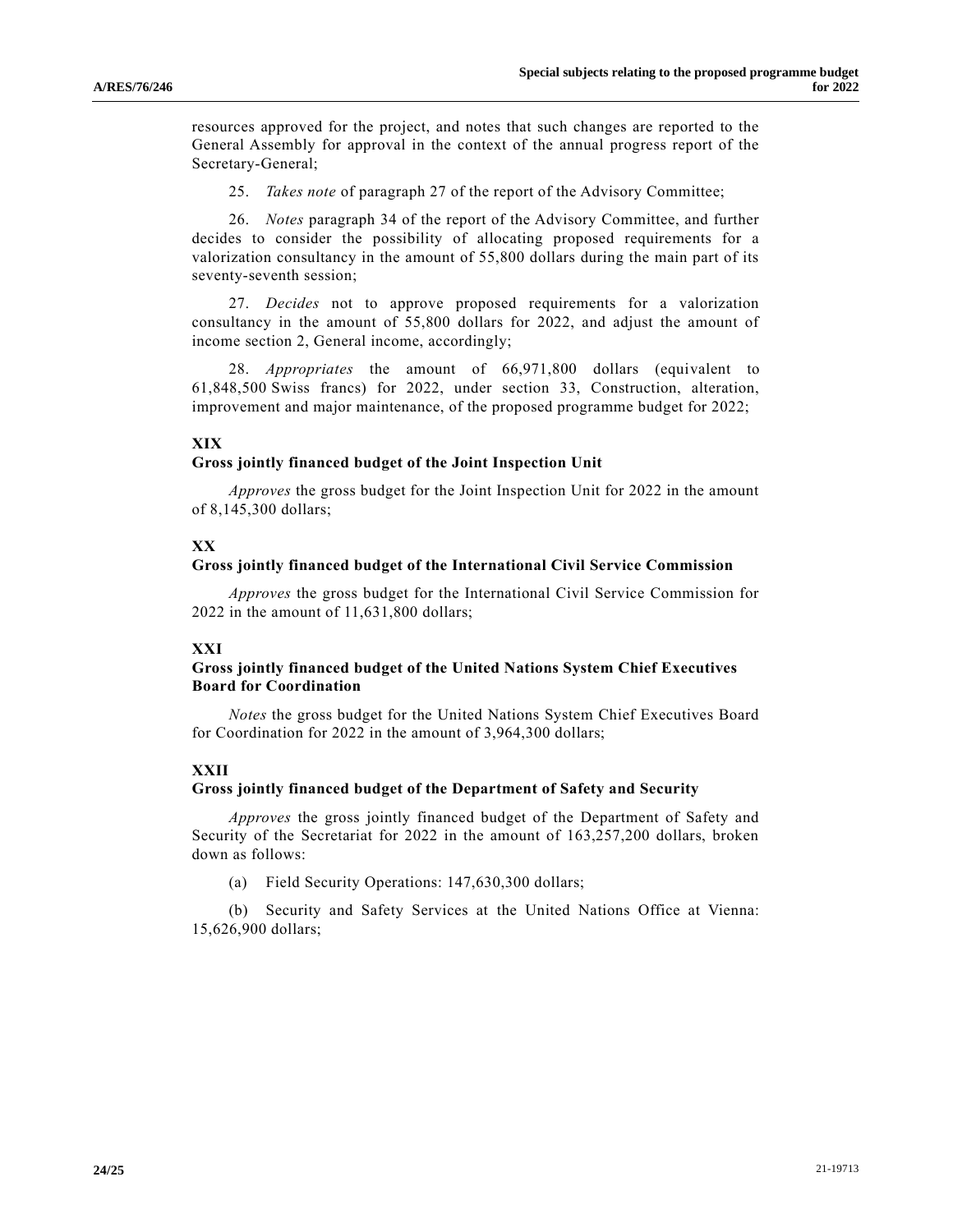resources approved for the project, and notes that such changes are reported to the General Assembly for approval in the context of the annual progress report of the Secretary-General;

25. *Takes note* of paragraph 27 of the report of the Advisory Committee;

26. *Notes* paragraph 34 of the report of the Advisory Committee, and further decides to consider the possibility of allocating proposed requirements for a valorization consultancy in the amount of 55,800 dollars during the main part of its seventy-seventh session;

27. *Decides* not to approve proposed requirements for a valorization consultancy in the amount of 55,800 dollars for 2022, and adjust the amount of income section 2, General income, accordingly;

28. *Appropriates* the amount of 66,971,800 dollars (equivalent to 61,848,500 Swiss francs) for 2022, under section 33, Construction, alteration, improvement and major maintenance, of the proposed programme budget for 2022;

**XIX**

**Gross jointly financed budget of the Joint Inspection Unit**

*Approves* the gross budget for the Joint Inspection Unit for 2022 in the amount of 8,145,300 dollars;

**XX**

**Gross jointly financed budget of the International Civil Service Commission**

*Approves* the gross budget for the International Civil Service Commission for 2022 in the amount of 11,631,800 dollars;

**XXI**

**Gross jointly financed budget of the United Nations System Chief Executives Board for Coordination**

*Notes* the gross budget for the United Nations System Chief Executives Board for Coordination for 2022 in the amount of 3,964,300 dollars;

**XXII**

**Gross jointly financed budget of the Department of Safety and Security**

*Approves* the gross jointly financed budget of the Department of Safety and Security of the Secretariat for 2022 in the amount of 163,257,200 dollars, broken down as follows:

(a) Field Security Operations: 147,630,300 dollars;

(b) Security and Safety Services at the United Nations Office at Vienna: 15,626,900 dollars;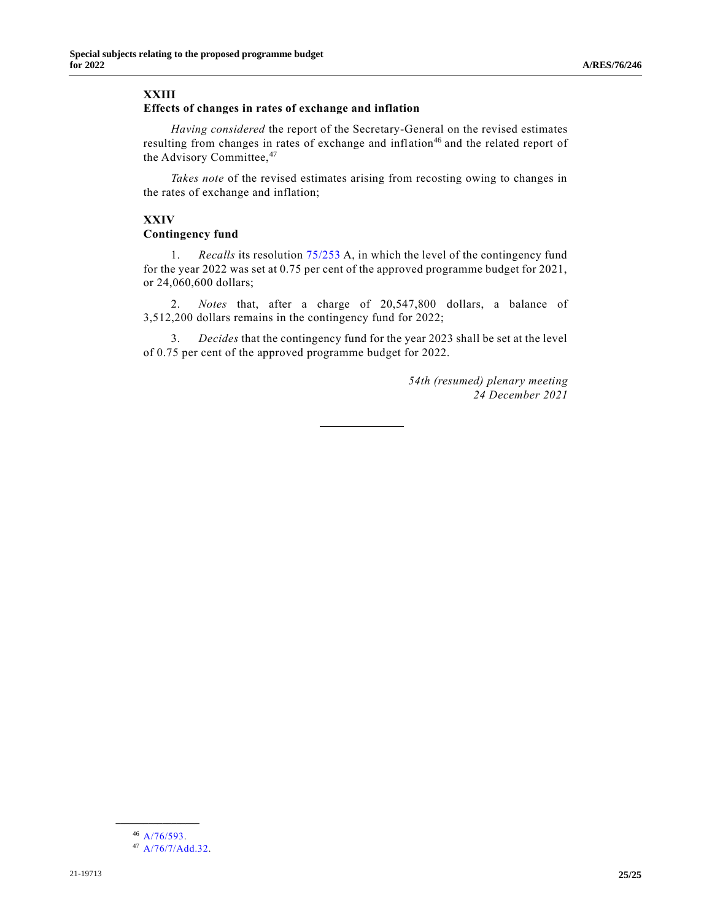## XXIII
### Effects of changes in rates of exchange and inflation

*Having considered* the report of the Secretary-General on the revised estimates resulting from changes in rates of exchange and inflation[46] and the related report of the Advisory Committee,[47]

*Takes note* of the revised estimates arising from recosting owing to changes in the rates of exchange and inflation;

## XXIV
### Contingency fund

1. *Recalls* its resolution 75/253 A, in which the level of the contingency fund for the year 2022 was set at 0.75 per cent of the approved programme budget for 2021, or 24,060,600 dollars;

2. *Notes* that, after a charge of 20,547,800 dollars, a balance of 3,512,200 dollars remains in the contingency fund for 2022;

3. *Decides* that the contingency fund for the year 2023 shall be set at the level of 0.75 per cent of the approved programme budget for 2022.

*54th (resumed) plenary meeting*
*24 December 2021*

---

[46] A/76/593.
[47] A/76/7/Add.32.